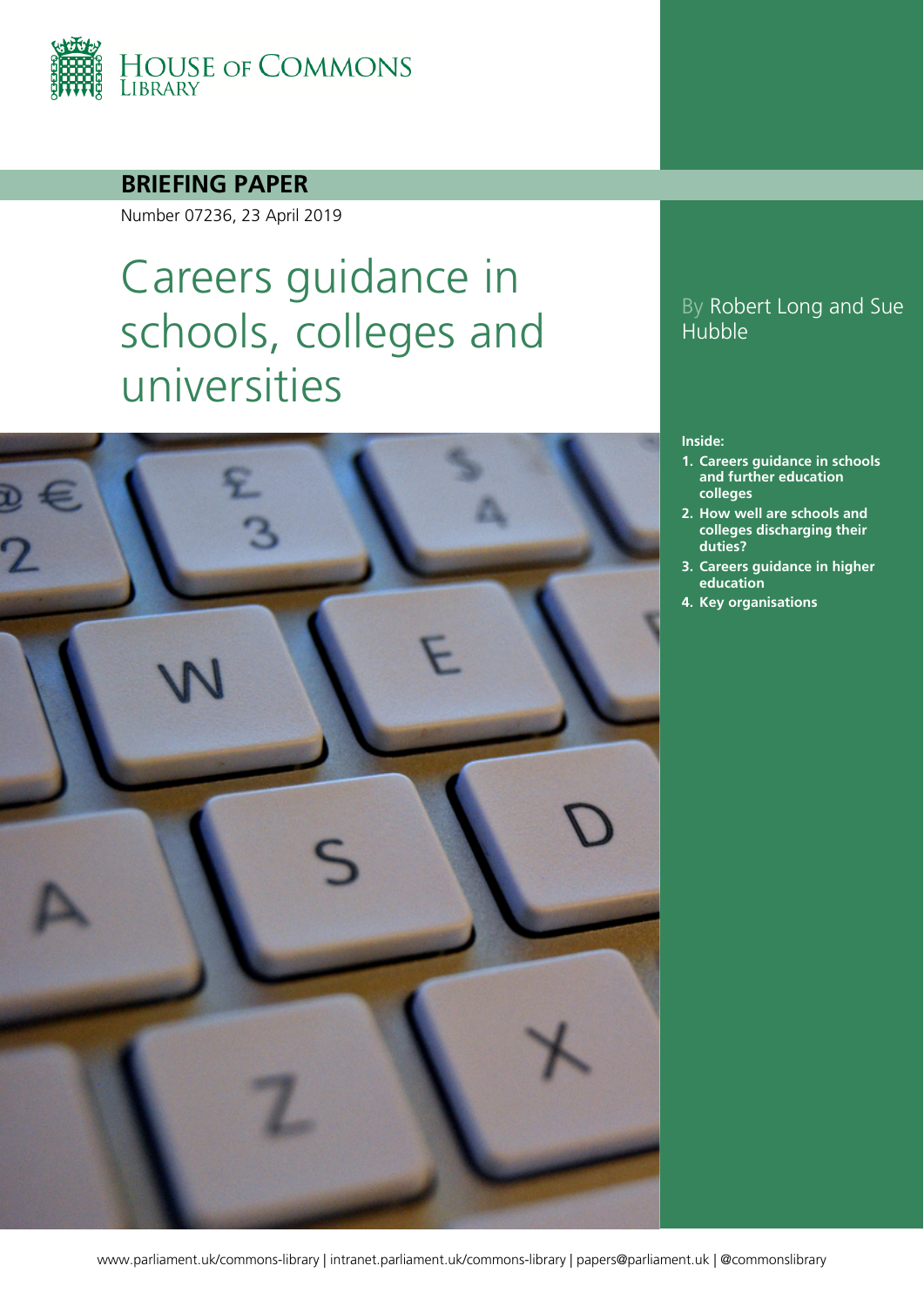HOUSE OF COMMONS LIBRARY

**BRIEFING PAPER**

Number 07236, 23 April 2019

# Careers guidance in schools, colleges and universities

By Robert Long and Sue Hubble

**Inside:**

1. **Careers guidance in schools and further education colleges**
2. **How well are schools and colleges discharging their duties?**
3. **Careers guidance in higher education**
4. **Key organisations**

www.parliament.uk/commons-library | intranet.parliament.uk/commons-library | papers@parliament.uk | @commonslibrary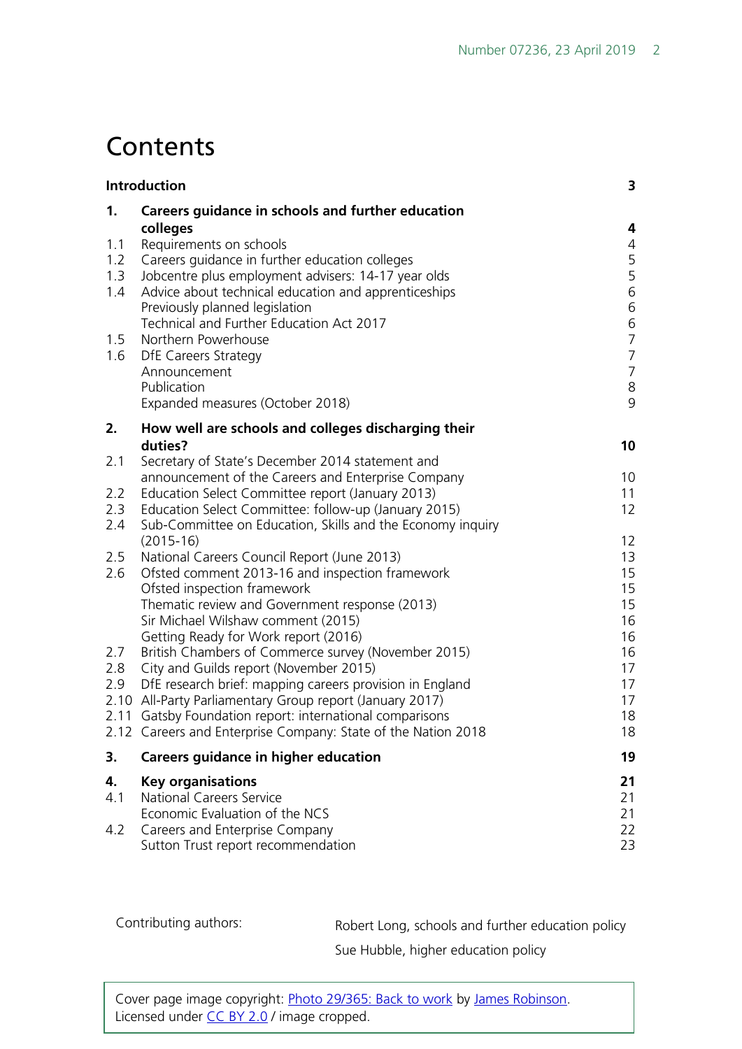# Contents

| | | |
|---|---|---|
| **Introduction** | | **3** |
| **1.** | **Careers guidance in schools and further education colleges** | **4** |
| 1.1 | Requirements on schools | 4 |
| 1.2 | Careers guidance in further education colleges | 5 |
| 1.3 | Jobcentre plus employment advisers: 14-17 year olds | 5 |
| 1.4 | Advice about technical education and apprenticeships | 6 |
| | Previously planned legislation | 6 |
| | Technical and Further Education Act 2017 | 6 |
| 1.5 | Northern Powerhouse | 7 |
| 1.6 | DfE Careers Strategy | 7 |
| | Announcement | 7 |
| | Publication | 8 |
| | Expanded measures (October 2018) | 9 |
| **2.** | **How well are schools and colleges discharging their duties?** | **10** |
| 2.1 | Secretary of State's December 2014 statement and announcement of the Careers and Enterprise Company | 10 |
| 2.2 | Education Select Committee report (January 2013) | 11 |
| 2.3 | Education Select Committee: follow-up (January 2015) | 12 |
| 2.4 | Sub-Committee on Education, Skills and the Economy inquiry (2015-16) | 12 |
| 2.5 | National Careers Council Report (June 2013) | 13 |
| 2.6 | Ofsted comment 2013-16 and inspection framework | 15 |
| | Ofsted inspection framework | 15 |
| | Thematic review and Government response (2013) | 15 |
| | Sir Michael Wilshaw comment (2015) | 16 |
| | Getting Ready for Work report (2016) | 16 |
| 2.7 | British Chambers of Commerce survey (November 2015) | 16 |
| 2.8 | City and Guilds report (November 2015) | 17 |
| 2.9 | DfE research brief: mapping careers provision in England | 17 |
| 2.10 | All-Party Parliamentary Group report (January 2017) | 17 |
| 2.11 | Gatsby Foundation report: international comparisons | 18 |
| 2.12 | Careers and Enterprise Company: State of the Nation 2018 | 18 |
| **3.** | **Careers guidance in higher education** | **19** |
| **4.** | **Key organisations** | **21** |
| 4.1 | National Careers Service | 21 |
| | Economic Evaluation of the NCS | 21 |
| 4.2 | Careers and Enterprise Company | 22 |
| | Sutton Trust report recommendation | 23 |

Contributing authors:

Robert Long, schools and further education policy

Sue Hubble, higher education policy

Cover page image copyright: Photo 29/365: Back to work by James Robinson. Licensed under CC BY 2.0 / image cropped.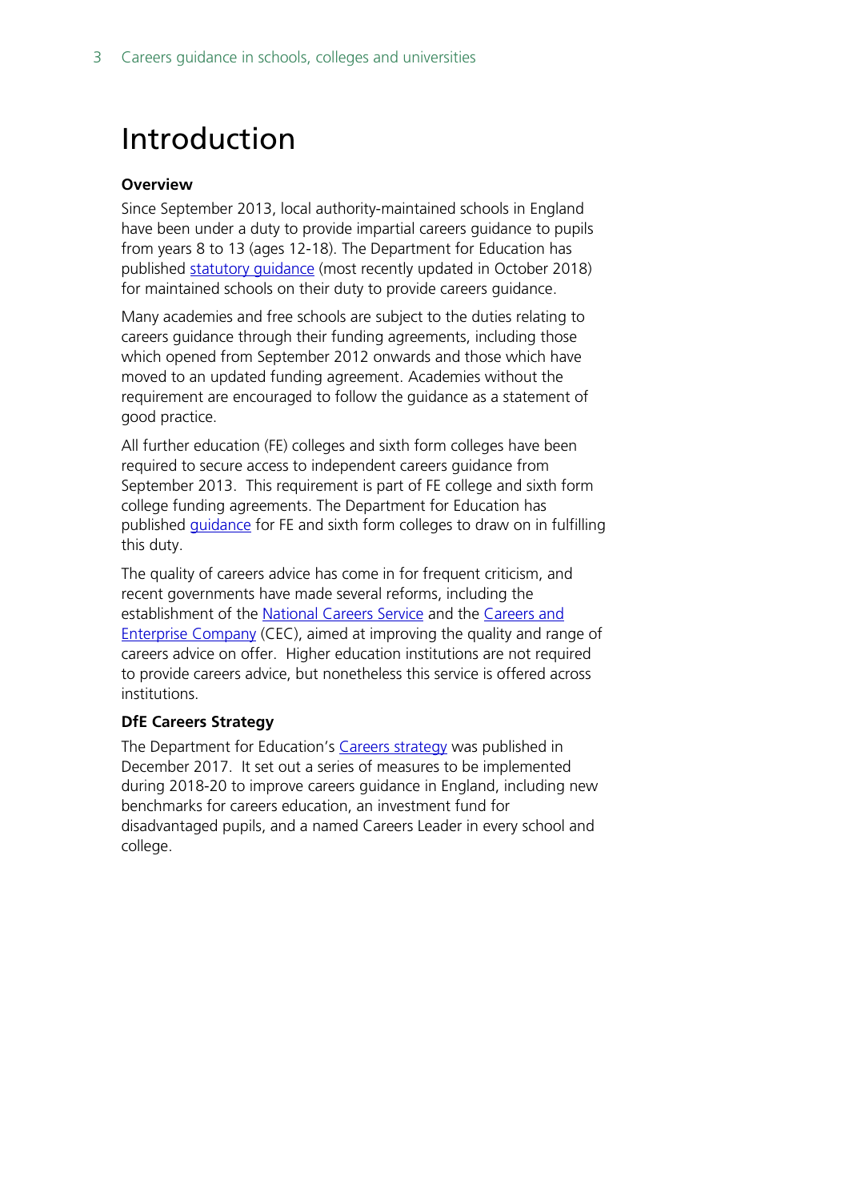# Introduction

**Overview**

Since September 2013, local authority-maintained schools in England have been under a duty to provide impartial careers guidance to pupils from years 8 to 13 (ages 12-18). The Department for Education has published statutory guidance (most recently updated in October 2018) for maintained schools on their duty to provide careers guidance.

Many academies and free schools are subject to the duties relating to careers guidance through their funding agreements, including those which opened from September 2012 onwards and those which have moved to an updated funding agreement. Academies without the requirement are encouraged to follow the guidance as a statement of good practice.

All further education (FE) colleges and sixth form colleges have been required to secure access to independent careers guidance from September 2013. This requirement is part of FE college and sixth form college funding agreements. The Department for Education has published guidance for FE and sixth form colleges to draw on in fulfilling this duty.

The quality of careers advice has come in for frequent criticism, and recent governments have made several reforms, including the establishment of the National Careers Service and the Careers and Enterprise Company (CEC), aimed at improving the quality and range of careers advice on offer. Higher education institutions are not required to provide careers advice, but nonetheless this service is offered across institutions.

**DfE Careers Strategy**

The Department for Education's Careers strategy was published in December 2017. It set out a series of measures to be implemented during 2018-20 to improve careers guidance in England, including new benchmarks for careers education, an investment fund for disadvantaged pupils, and a named Careers Leader in every school and college.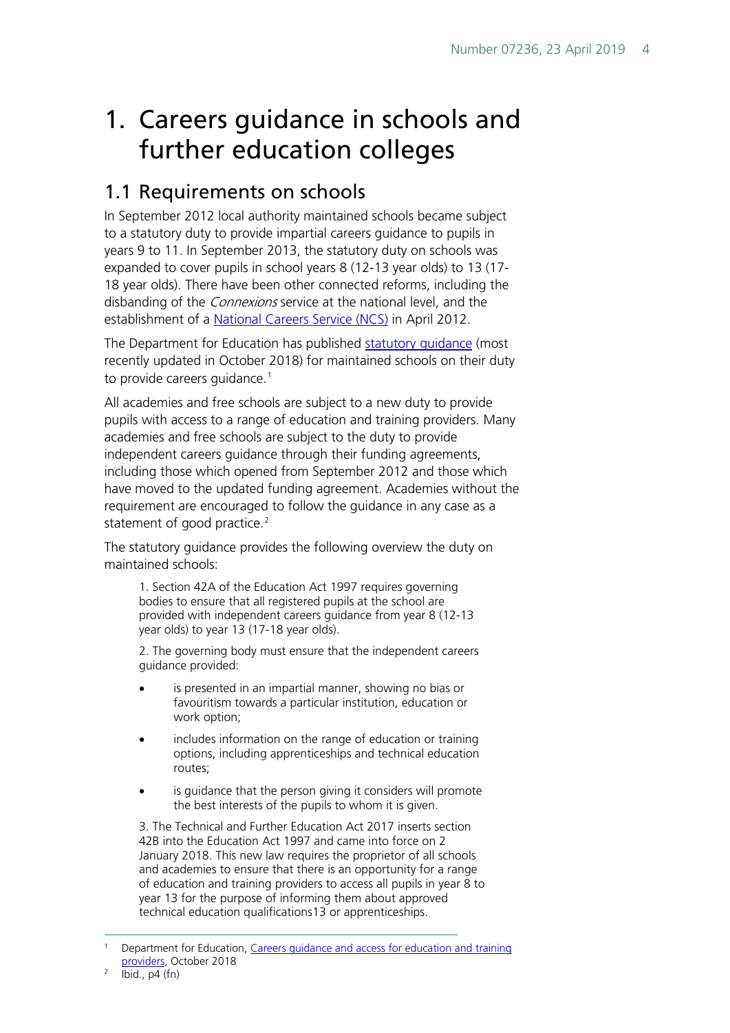# 1. Careers guidance in schools and further education colleges

## 1.1 Requirements on schools

In September 2012 local authority maintained schools became subject to a statutory duty to provide impartial careers guidance to pupils in years 9 to 11. In September 2013, the statutory duty on schools was expanded to cover pupils in school years 8 (12-13 year olds) to 13 (17-18 year olds). There have been other connected reforms, including the disbanding of the *Connexions* service at the national level, and the establishment of a National Careers Service (NCS) in April 2012.

The Department for Education has published statutory guidance (most recently updated in October 2018) for maintained schools on their duty to provide careers guidance.[1]

All academies and free schools are subject to a new duty to provide pupils with access to a range of education and training providers. Many academies and free schools are subject to the duty to provide independent careers guidance through their funding agreements, including those which opened from September 2012 and those which have moved to the updated funding agreement. Academies without the requirement are encouraged to follow the guidance in any case as a statement of good practice.[2]

The statutory guidance provides the following overview the duty on maintained schools:

> 1. Section 42A of the Education Act 1997 requires governing bodies to ensure that all registered pupils at the school are provided with independent careers guidance from year 8 (12-13 year olds) to year 13 (17-18 year olds).
>
> 2. The governing body must ensure that the independent careers guidance provided:
>
> - is presented in an impartial manner, showing no bias or favouritism towards a particular institution, education or work option;
> - includes information on the range of education or training options, including apprenticeships and technical education routes;
> - is guidance that the person giving it considers will promote the best interests of the pupils to whom it is given.
>
> 3. The Technical and Further Education Act 2017 inserts section 42B into the Education Act 1997 and came into force on 2 January 2018. This new law requires the proprietor of all schools and academies to ensure that there is an opportunity for a range of education and training providers to access all pupils in year 8 to year 13 for the purpose of informing them about approved technical education qualifications13 or apprenticeships.

---

[1] Department for Education, Careers guidance and access for education and training providers, October 2018

[2] Ibid., p4 (fn)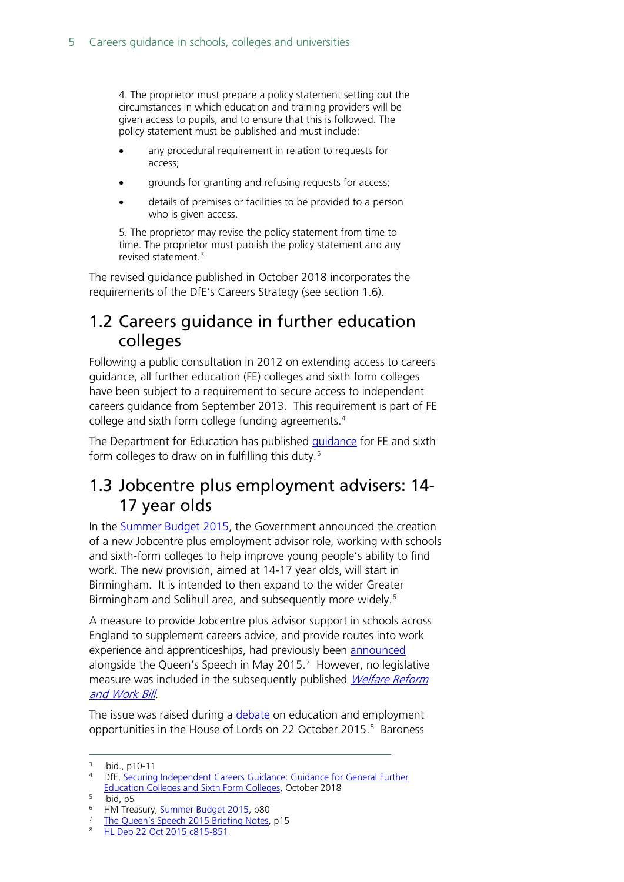4. The proprietor must prepare a policy statement setting out the circumstances in which education and training providers will be given access to pupils, and to ensure that this is followed. The policy statement must be published and must include:

- any procedural requirement in relation to requests for access;
- grounds for granting and refusing requests for access;
- details of premises or facilities to be provided to a person who is given access.

5. The proprietor may revise the policy statement from time to time. The proprietor must publish the policy statement and any revised statement.[3]

The revised guidance published in October 2018 incorporates the requirements of the DfE's Careers Strategy (see section 1.6).

## 1.2 Careers guidance in further education colleges

Following a public consultation in 2012 on extending access to careers guidance, all further education (FE) colleges and sixth form colleges have been subject to a requirement to secure access to independent careers guidance from September 2013. This requirement is part of FE college and sixth form college funding agreements.[4]

The Department for Education has published guidance for FE and sixth form colleges to draw on in fulfilling this duty.[5]

## 1.3 Jobcentre plus employment advisers: 14-17 year olds

In the Summer Budget 2015, the Government announced the creation of a new Jobcentre plus employment advisor role, working with schools and sixth-form colleges to help improve young people's ability to find work. The new provision, aimed at 14-17 year olds, will start in Birmingham. It is intended to then expand to the wider Greater Birmingham and Solihull area, and subsequently more widely.[6]

A measure to provide Jobcentre plus advisor support in schools across England to supplement careers advice, and provide routes into work experience and apprenticeships, had previously been announced alongside the Queen's Speech in May 2015.[7] However, no legislative measure was included in the subsequently published *Welfare Reform and Work Bill*.

The issue was raised during a debate on education and employment opportunities in the House of Lords on 22 October 2015.[8] Baroness

---

[3] Ibid., p10-11

[4] DfE, Securing Independent Careers Guidance: Guidance for General Further Education Colleges and Sixth Form Colleges, October 2018

[5] Ibid, p5

[6] HM Treasury, Summer Budget 2015, p80

[7] The Queen's Speech 2015 Briefing Notes, p15

[8] HL Deb 22 Oct 2015 c815-851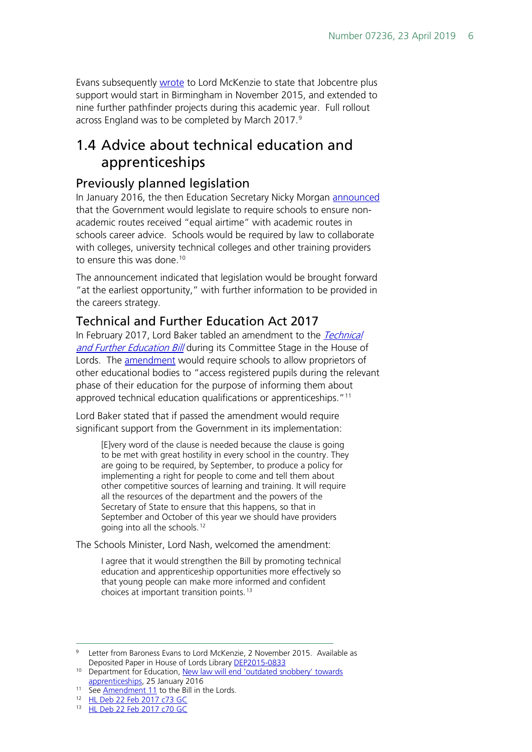Evans subsequently wrote to Lord McKenzie to state that Jobcentre plus support would start in Birmingham in November 2015, and extended to nine further pathfinder projects during this academic year. Full rollout across England was to be completed by March 2017.[9]

## 1.4 Advice about technical education and apprenticeships

### Previously planned legislation

In January 2016, the then Education Secretary Nicky Morgan announced that the Government would legislate to require schools to ensure non-academic routes received "equal airtime" with academic routes in schools career advice. Schools would be required by law to collaborate with colleges, university technical colleges and other training providers to ensure this was done.[10]

The announcement indicated that legislation would be brought forward "at the earliest opportunity," with further information to be provided in the careers strategy.

### Technical and Further Education Act 2017

In February 2017, Lord Baker tabled an amendment to the *Technical and Further Education Bill* during its Committee Stage in the House of Lords. The amendment would require schools to allow proprietors of other educational bodies to "access registered pupils during the relevant phase of their education for the purpose of informing them about approved technical education qualifications or apprenticeships."[11]

Lord Baker stated that if passed the amendment would require significant support from the Government in its implementation:

> [E]very word of the clause is needed because the clause is going to be met with great hostility in every school in the country. They are going to be required, by September, to produce a policy for implementing a right for people to come and tell them about other competitive sources of learning and training. It will require all the resources of the department and the powers of the Secretary of State to ensure that this happens, so that in September and October of this year we should have providers going into all the schools.[12]

The Schools Minister, Lord Nash, welcomed the amendment:

> I agree that it would strengthen the Bill by promoting technical education and apprenticeship opportunities more effectively so that young people can make more informed and confident choices at important transition points.[13]

---

[9] Letter from Baroness Evans to Lord McKenzie, 2 November 2015. Available as Deposited Paper in House of Lords Library DEP2015-0833

[10] Department for Education, New law will end 'outdated snobbery' towards apprenticeships, 25 January 2016

[11] See Amendment 11 to the Bill in the Lords.

[12] HL Deb 22 Feb 2017 c73 GC

[13] HL Deb 22 Feb 2017 c70 GC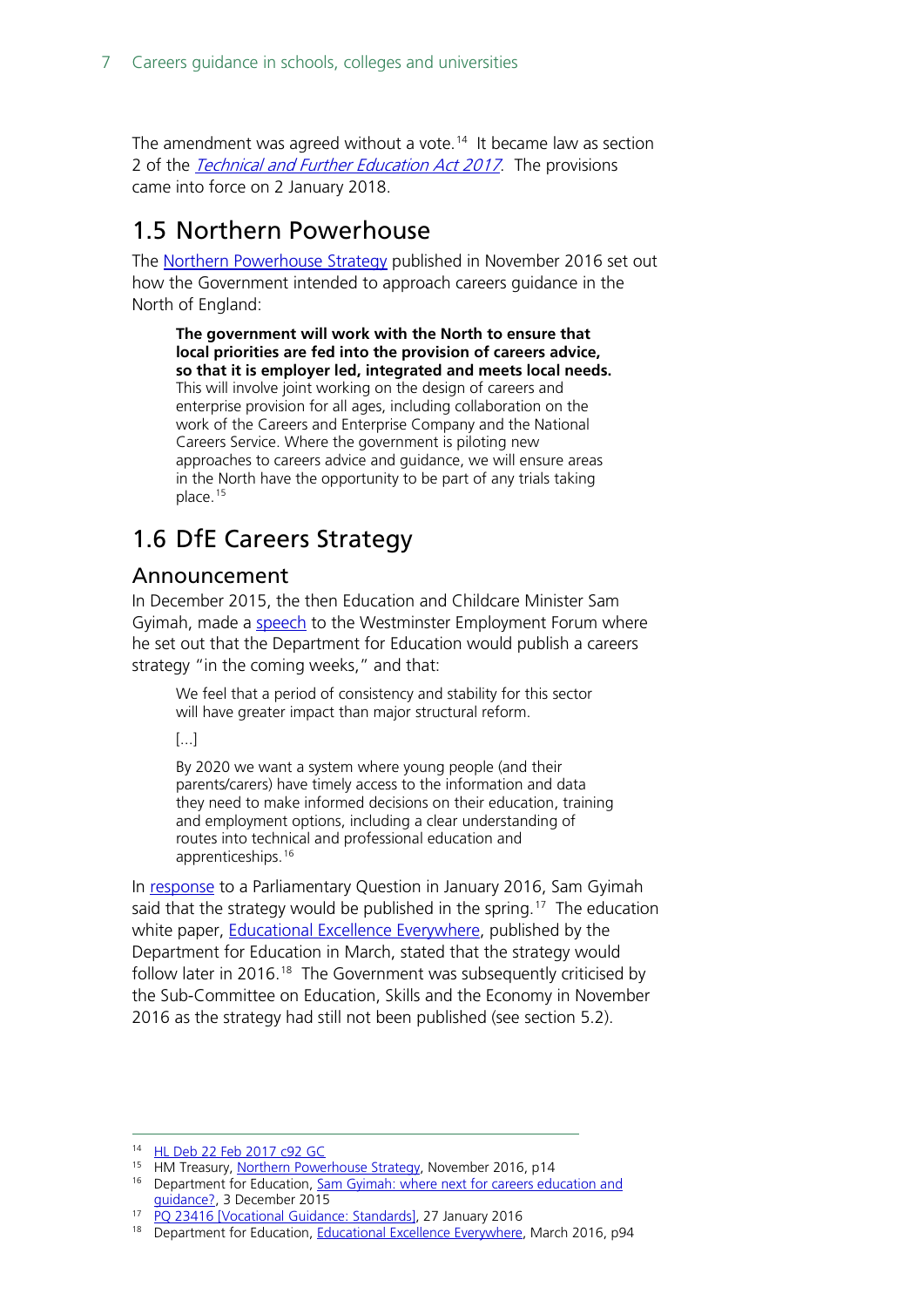The amendment was agreed without a vote.[14] It became law as section 2 of the *Technical and Further Education Act 2017*. The provisions came into force on 2 January 2018.

## 1.5 Northern Powerhouse

The Northern Powerhouse Strategy published in November 2016 set out how the Government intended to approach careers guidance in the North of England:

> **The government will work with the North to ensure that local priorities are fed into the provision of careers advice, so that it is employer led, integrated and meets local needs.** This will involve joint working on the design of careers and enterprise provision for all ages, including collaboration on the work of the Careers and Enterprise Company and the National Careers Service. Where the government is piloting new approaches to careers advice and guidance, we will ensure areas in the North have the opportunity to be part of any trials taking place.[15]

## 1.6 DfE Careers Strategy

### Announcement

In December 2015, the then Education and Childcare Minister Sam Gyimah, made a speech to the Westminster Employment Forum where he set out that the Department for Education would publish a careers strategy "in the coming weeks," and that:

> We feel that a period of consistency and stability for this sector will have greater impact than major structural reform.
>
> [...]
>
> By 2020 we want a system where young people (and their parents/carers) have timely access to the information and data they need to make informed decisions on their education, training and employment options, including a clear understanding of routes into technical and professional education and apprenticeships.[16]

In response to a Parliamentary Question in January 2016, Sam Gyimah said that the strategy would be published in the spring.[17] The education white paper, Educational Excellence Everywhere, published by the Department for Education in March, stated that the strategy would follow later in 2016.[18] The Government was subsequently criticised by the Sub-Committee on Education, Skills and the Economy in November 2016 as the strategy had still not been published (see section 5.2).

---

[14] HL Deb 22 Feb 2017 c92 GC

[15] HM Treasury, Northern Powerhouse Strategy, November 2016, p14

[16] Department for Education, Sam Gyimah: where next for careers education and guidance?, 3 December 2015

[17] PQ 23416 [Vocational Guidance: Standards], 27 January 2016

[18] Department for Education, Educational Excellence Everywhere, March 2016, p94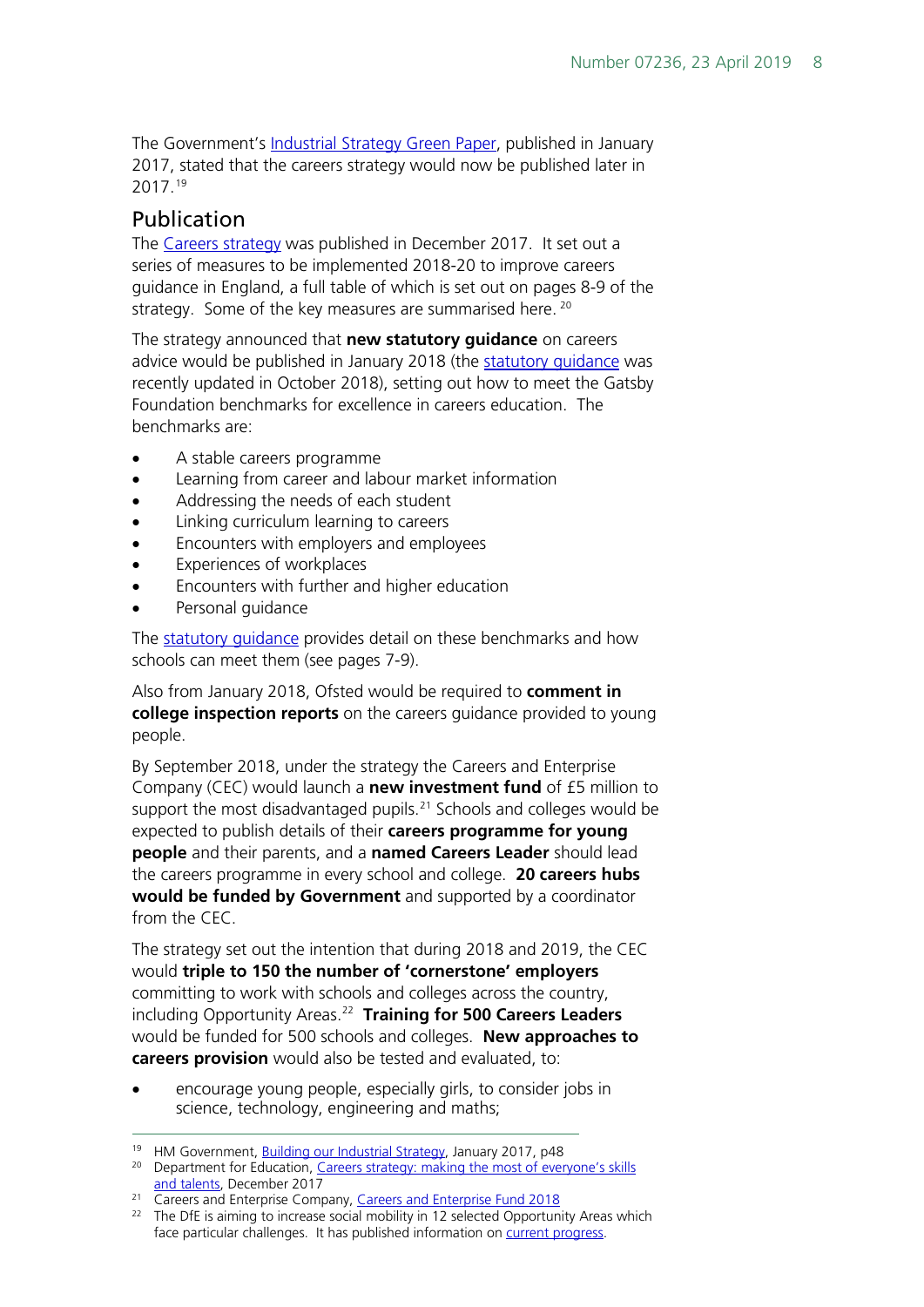The Government's Industrial Strategy Green Paper, published in January 2017, stated that the careers strategy would now be published later in 2017.[19]

## Publication

The Careers strategy was published in December 2017. It set out a series of measures to be implemented 2018-20 to improve careers guidance in England, a full table of which is set out on pages 8-9 of the strategy. Some of the key measures are summarised here.[20]

The strategy announced that **new statutory guidance** on careers advice would be published in January 2018 (the statutory guidance was recently updated in October 2018), setting out how to meet the Gatsby Foundation benchmarks for excellence in careers education. The benchmarks are:

- A stable careers programme
- Learning from career and labour market information
- Addressing the needs of each student
- Linking curriculum learning to careers
- Encounters with employers and employees
- Experiences of workplaces
- Encounters with further and higher education
- Personal guidance

The statutory guidance provides detail on these benchmarks and how schools can meet them (see pages 7-9).

Also from January 2018, Ofsted would be required to **comment in college inspection reports** on the careers guidance provided to young people.

By September 2018, under the strategy the Careers and Enterprise Company (CEC) would launch a **new investment fund** of £5 million to support the most disadvantaged pupils.[21] Schools and colleges would be expected to publish details of their **careers programme for young people** and their parents, and a **named Careers Leader** should lead the careers programme in every school and college. **20 careers hubs would be funded by Government** and supported by a coordinator from the CEC.

The strategy set out the intention that during 2018 and 2019, the CEC would **triple to 150 the number of 'cornerstone' employers** committing to work with schools and colleges across the country, including Opportunity Areas.[22] **Training for 500 Careers Leaders** would be funded for 500 schools and colleges. **New approaches to careers provision** would also be tested and evaluated, to:

- encourage young people, especially girls, to consider jobs in science, technology, engineering and maths;

---

[19] HM Government, Building our Industrial Strategy, January 2017, p48

[20] Department for Education, Careers strategy: making the most of everyone's skills and talents, December 2017

[21] Careers and Enterprise Company, Careers and Enterprise Fund 2018

[22] The DfE is aiming to increase social mobility in 12 selected Opportunity Areas which face particular challenges. It has published information on current progress.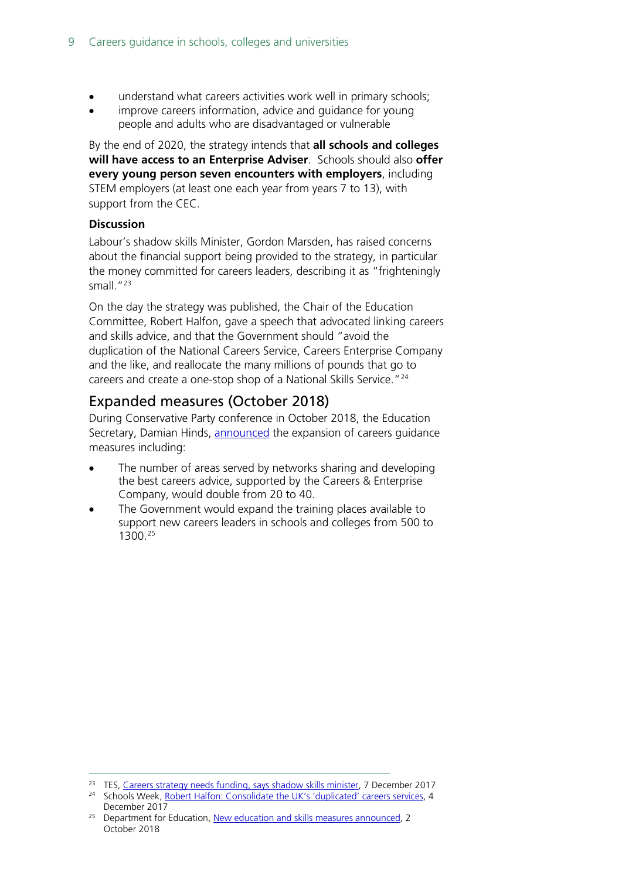- understand what careers activities work well in primary schools;
- improve careers information, advice and guidance for young people and adults who are disadvantaged or vulnerable

By the end of 2020, the strategy intends that **all schools and colleges will have access to an Enterprise Adviser**. Schools should also **offer every young person seven encounters with employers**, including STEM employers (at least one each year from years 7 to 13), with support from the CEC.

**Discussion**

Labour's shadow skills Minister, Gordon Marsden, has raised concerns about the financial support being provided to the strategy, in particular the money committed for careers leaders, describing it as "frighteningly small."[23]

On the day the strategy was published, the Chair of the Education Committee, Robert Halfon, gave a speech that advocated linking careers and skills advice, and that the Government should "avoid the duplication of the National Careers Service, Careers Enterprise Company and the like, and reallocate the many millions of pounds that go to careers and create a one-stop shop of a National Skills Service."[24]

## Expanded measures (October 2018)

During Conservative Party conference in October 2018, the Education Secretary, Damian Hinds, announced the expansion of careers guidance measures including:

- The number of areas served by networks sharing and developing the best careers advice, supported by the Careers & Enterprise Company, would double from 20 to 40.
- The Government would expand the training places available to support new careers leaders in schools and colleges from 500 to 1300.[25]

---

[23] TES, Careers strategy needs funding, says shadow skills minister, 7 December 2017

[24] Schools Week, Robert Halfon: Consolidate the UK's 'duplicated' careers services, 4 December 2017

[25] Department for Education, New education and skills measures announced, 2 October 2018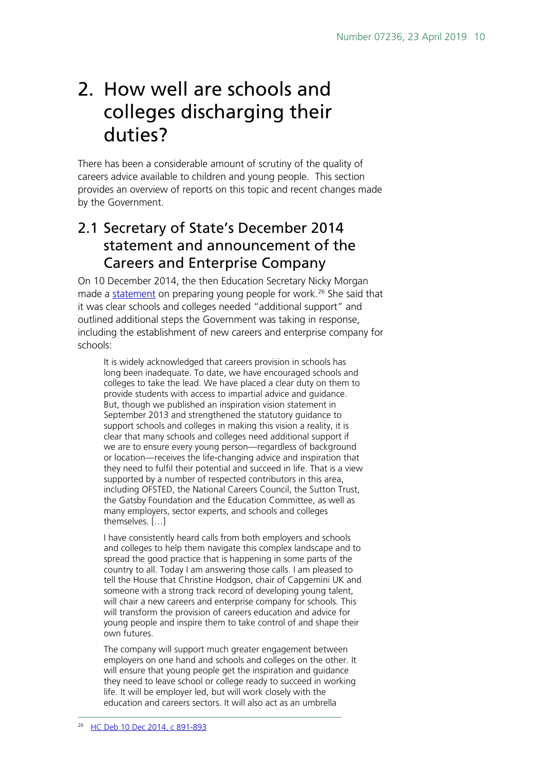# 2. How well are schools and colleges discharging their duties?

There has been a considerable amount of scrutiny of the quality of careers advice available to children and young people. This section provides an overview of reports on this topic and recent changes made by the Government.

## 2.1 Secretary of State's December 2014 statement and announcement of the Careers and Enterprise Company

On 10 December 2014, the then Education Secretary Nicky Morgan made a statement on preparing young people for work.[26] She said that it was clear schools and colleges needed "additional support" and outlined additional steps the Government was taking in response, including the establishment of new careers and enterprise company for schools:

> It is widely acknowledged that careers provision in schools has long been inadequate. To date, we have encouraged schools and colleges to take the lead. We have placed a clear duty on them to provide students with access to impartial advice and guidance. But, though we published an inspiration vision statement in September 2013 and strengthened the statutory guidance to support schools and colleges in making this vision a reality, it is clear that many schools and colleges need additional support if we are to ensure every young person—regardless of background or location—receives the life-changing advice and inspiration that they need to fulfil their potential and succeed in life. That is a view supported by a number of respected contributors in this area, including OFSTED, the National Careers Council, the Sutton Trust, the Gatsby Foundation and the Education Committee, as well as many employers, sector experts, and schools and colleges themselves. […]
>
> I have consistently heard calls from both employers and schools and colleges to help them navigate this complex landscape and to spread the good practice that is happening in some parts of the country to all. Today I am answering those calls. I am pleased to tell the House that Christine Hodgson, chair of Capgemini UK and someone with a strong track record of developing young talent, will chair a new careers and enterprise company for schools. This will transform the provision of careers education and advice for young people and inspire them to take control of and shape their own futures.
>
> The company will support much greater engagement between employers on one hand and schools and colleges on the other. It will ensure that young people get the inspiration and guidance they need to leave school or college ready to succeed in working life. It will be employer led, but will work closely with the education and careers sectors. It will also act as an umbrella

[26] HC Deb 10 Dec 2014, c 891-893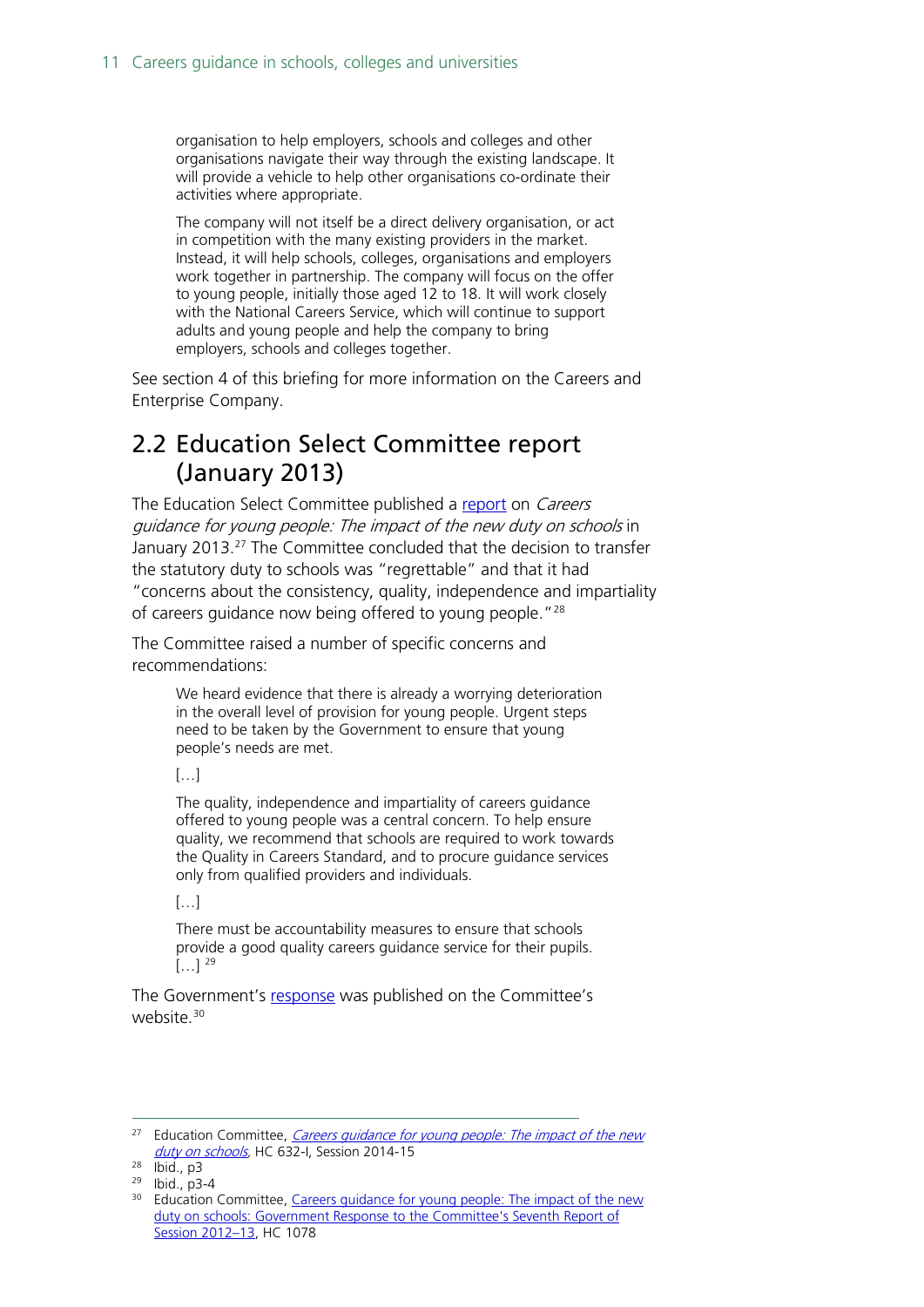> organisation to help employers, schools and colleges and other organisations navigate their way through the existing landscape. It will provide a vehicle to help other organisations co-ordinate their activities where appropriate.
>
> The company will not itself be a direct delivery organisation, or act in competition with the many existing providers in the market. Instead, it will help schools, colleges, organisations and employers work together in partnership. The company will focus on the offer to young people, initially those aged 12 to 18. It will work closely with the National Careers Service, which will continue to support adults and young people and help the company to bring employers, schools and colleges together.

See section 4 of this briefing for more information on the Careers and Enterprise Company.

## 2.2 Education Select Committee report (January 2013)

The Education Select Committee published a report on *Careers guidance for young people: The impact of the new duty on schools* in January 2013.[27] The Committee concluded that the decision to transfer the statutory duty to schools was "regrettable" and that it had "concerns about the consistency, quality, independence and impartiality of careers guidance now being offered to young people."[28]

The Committee raised a number of specific concerns and recommendations:

> We heard evidence that there is already a worrying deterioration in the overall level of provision for young people. Urgent steps need to be taken by the Government to ensure that young people's needs are met.
>
> […]
>
> The quality, independence and impartiality of careers guidance offered to young people was a central concern. To help ensure quality, we recommend that schools are required to work towards the Quality in Careers Standard, and to procure guidance services only from qualified providers and individuals.
>
> […]
>
> There must be accountability measures to ensure that schools provide a good quality careers guidance service for their pupils. […] [29]

The Government's response was published on the Committee's website.[30]

---

[27] Education Committee, *Careers guidance for young people: The impact of the new duty on schools*, HC 632-I, Session 2014-15

[28] Ibid., p3

[29] Ibid., p3-4

[30] Education Committee, Careers guidance for young people: The impact of the new duty on schools: Government Response to the Committee's Seventh Report of Session 2012–13, HC 1078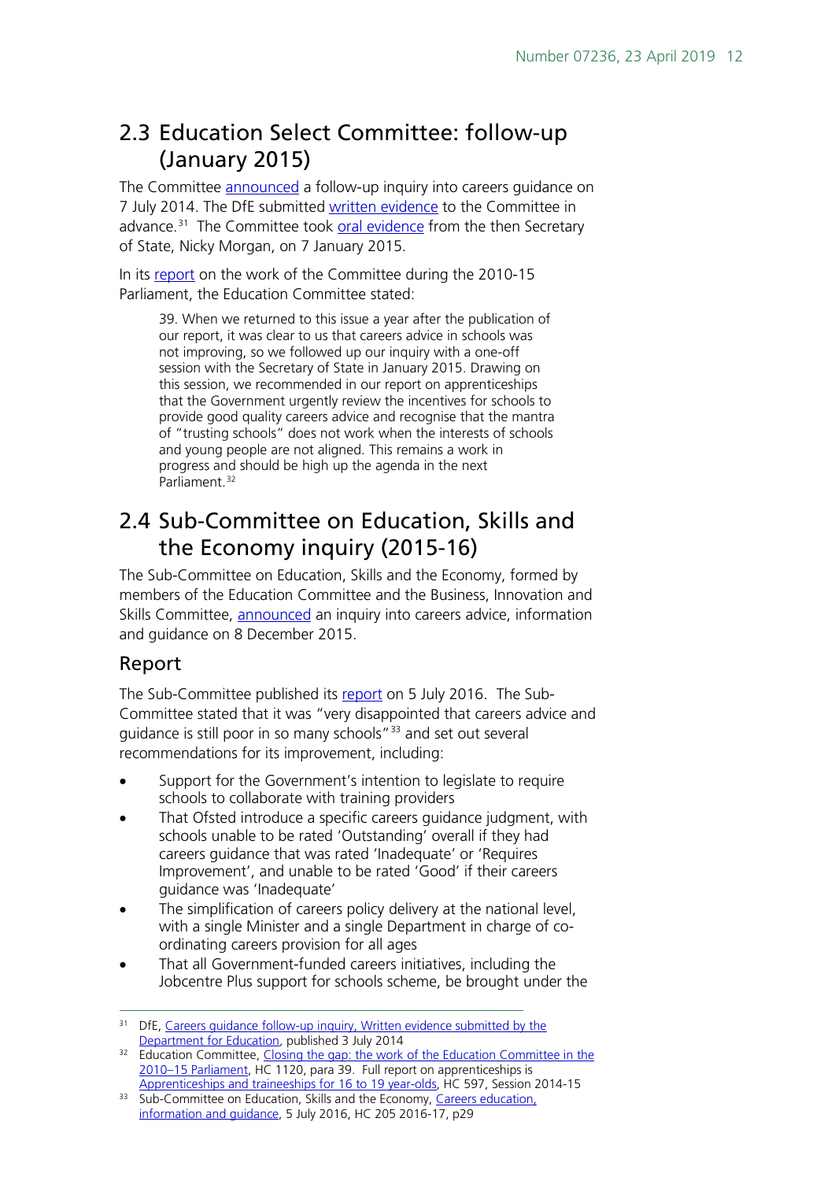## 2.3 Education Select Committee: follow-up (January 2015)

The Committee announced a follow-up inquiry into careers guidance on 7 July 2014. The DfE submitted written evidence to the Committee in advance.[31] The Committee took oral evidence from the then Secretary of State, Nicky Morgan, on 7 January 2015.

In its report on the work of the Committee during the 2010-15 Parliament, the Education Committee stated:

> 39. When we returned to this issue a year after the publication of our report, it was clear to us that careers advice in schools was not improving, so we followed up our inquiry with a one-off session with the Secretary of State in January 2015. Drawing on this session, we recommended in our report on apprenticeships that the Government urgently review the incentives for schools to provide good quality careers advice and recognise that the mantra of "trusting schools" does not work when the interests of schools and young people are not aligned. This remains a work in progress and should be high up the agenda in the next Parliament.[32]

## 2.4 Sub-Committee on Education, Skills and the Economy inquiry (2015-16)

The Sub-Committee on Education, Skills and the Economy, formed by members of the Education Committee and the Business, Innovation and Skills Committee, announced an inquiry into careers advice, information and guidance on 8 December 2015.

### Report

The Sub-Committee published its report on 5 July 2016. The Sub-Committee stated that it was "very disappointed that careers advice and guidance is still poor in so many schools"[33] and set out several recommendations for its improvement, including:

- Support for the Government's intention to legislate to require schools to collaborate with training providers
- That Ofsted introduce a specific careers guidance judgment, with schools unable to be rated 'Outstanding' overall if they had careers guidance that was rated 'Inadequate' or 'Requires Improvement', and unable to be rated 'Good' if their careers guidance was 'Inadequate'
- The simplification of careers policy delivery at the national level, with a single Minister and a single Department in charge of co-ordinating careers provision for all ages
- That all Government-funded careers initiatives, including the Jobcentre Plus support for schools scheme, be brought under the

---

[31] DfE, Careers guidance follow-up inquiry, Written evidence submitted by the Department for Education, published 3 July 2014

[32] Education Committee, Closing the gap: the work of the Education Committee in the 2010–15 Parliament, HC 1120, para 39. Full report on apprenticeships is Apprenticeships and traineeships for 16 to 19 year-olds, HC 597, Session 2014-15

[33] Sub-Committee on Education, Skills and the Economy, Careers education, information and guidance, 5 July 2016, HC 205 2016-17, p29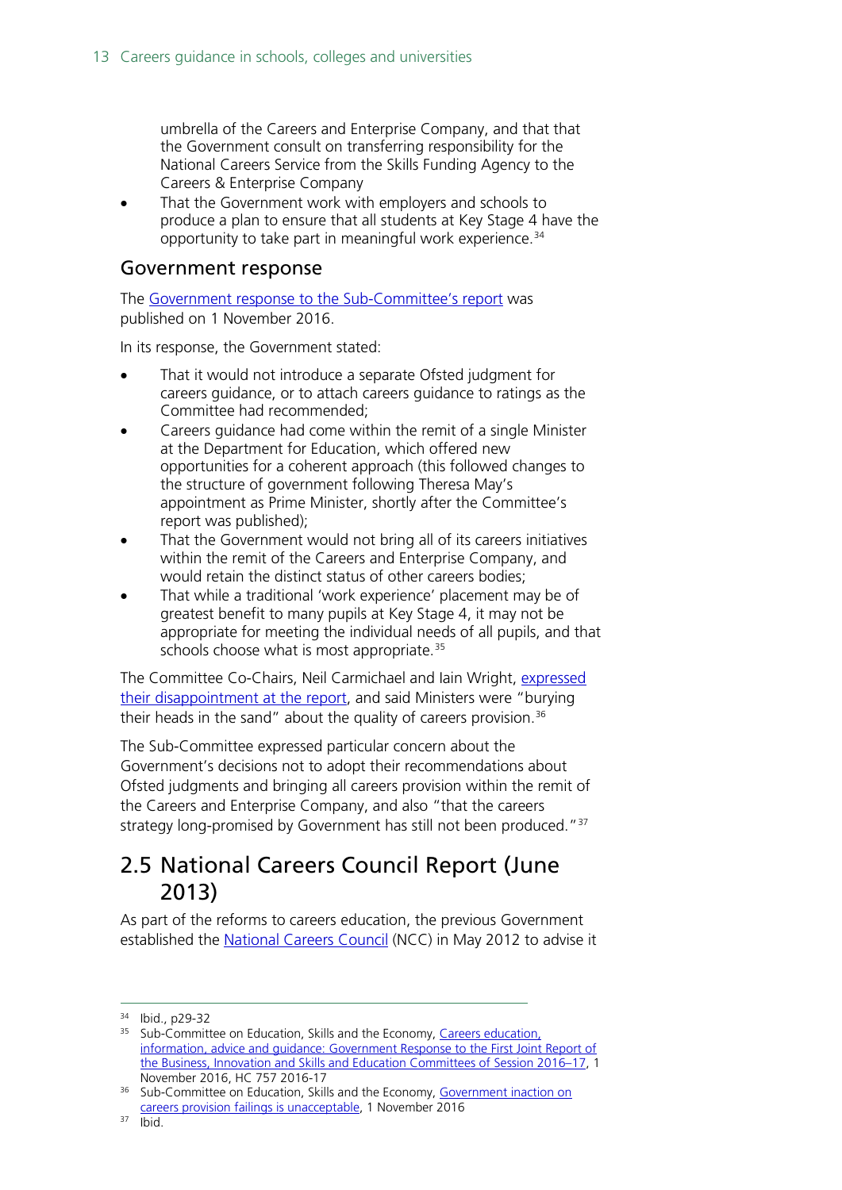umbrella of the Careers and Enterprise Company, and that that the Government consult on transferring responsibility for the National Careers Service from the Skills Funding Agency to the Careers & Enterprise Company

- That the Government work with employers and schools to produce a plan to ensure that all students at Key Stage 4 have the opportunity to take part in meaningful work experience.[34]

### Government response

The Government response to the Sub-Committee's report was published on 1 November 2016.

In its response, the Government stated:

- That it would not introduce a separate Ofsted judgment for careers guidance, or to attach careers guidance to ratings as the Committee had recommended;
- Careers guidance had come within the remit of a single Minister at the Department for Education, which offered new opportunities for a coherent approach (this followed changes to the structure of government following Theresa May's appointment as Prime Minister, shortly after the Committee's report was published);
- That the Government would not bring all of its careers initiatives within the remit of the Careers and Enterprise Company, and would retain the distinct status of other careers bodies;
- That while a traditional 'work experience' placement may be of greatest benefit to many pupils at Key Stage 4, it may not be appropriate for meeting the individual needs of all pupils, and that schools choose what is most appropriate.[35]

The Committee Co-Chairs, Neil Carmichael and Iain Wright, expressed their disappointment at the report, and said Ministers were "burying their heads in the sand" about the quality of careers provision.[36]

The Sub-Committee expressed particular concern about the Government's decisions not to adopt their recommendations about Ofsted judgments and bringing all careers provision within the remit of the Careers and Enterprise Company, and also "that the careers strategy long-promised by Government has still not been produced."[37]

## 2.5 National Careers Council Report (June 2013)

As part of the reforms to careers education, the previous Government established the National Careers Council (NCC) in May 2012 to advise it

---

[34] Ibid., p29-32

[35] Sub-Committee on Education, Skills and the Economy, Careers education, information, advice and guidance: Government Response to the First Joint Report of the Business, Innovation and Skills and Education Committees of Session 2016–17, 1 November 2016, HC 757 2016-17

[36] Sub-Committee on Education, Skills and the Economy, Government inaction on careers provision failings is unacceptable, 1 November 2016

[37] Ibid.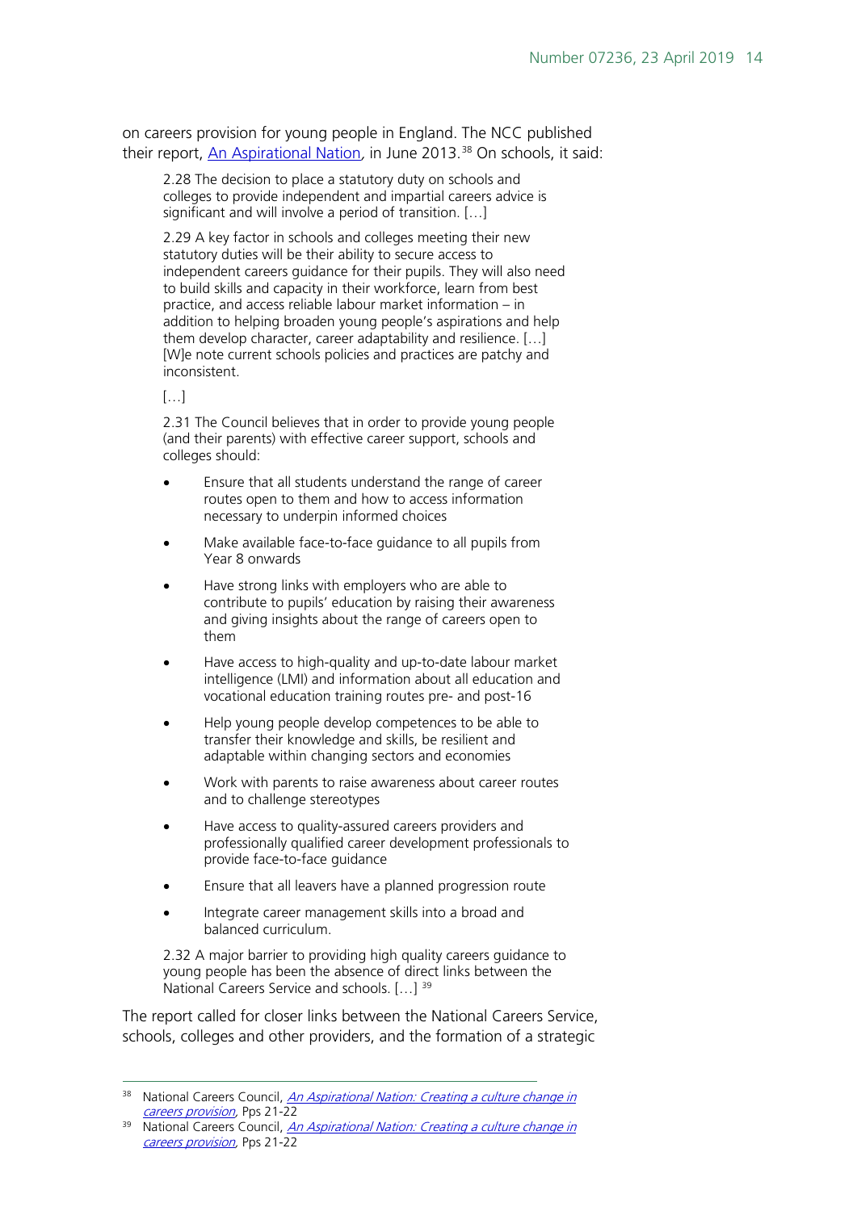on careers provision for young people in England. The NCC published their report, [An Aspirational Nation](), in June 2013.[38] On schools, it said:

> 2.28 The decision to place a statutory duty on schools and colleges to provide independent and impartial careers advice is significant and will involve a period of transition. […]
>
> 2.29 A key factor in schools and colleges meeting their new statutory duties will be their ability to secure access to independent careers guidance for their pupils. They will also need to build skills and capacity in their workforce, learn from best practice, and access reliable labour market information – in addition to helping broaden young people's aspirations and help them develop character, career adaptability and resilience. […] [W]e note current schools policies and practices are patchy and inconsistent.
>
> […]
>
> 2.31 The Council believes that in order to provide young people (and their parents) with effective career support, schools and colleges should:
>
> - Ensure that all students understand the range of career routes open to them and how to access information necessary to underpin informed choices
> - Make available face-to-face guidance to all pupils from Year 8 onwards
> - Have strong links with employers who are able to contribute to pupils' education by raising their awareness and giving insights about the range of careers open to them
> - Have access to high-quality and up-to-date labour market intelligence (LMI) and information about all education and vocational education training routes pre- and post-16
> - Help young people develop competences to be able to transfer their knowledge and skills, be resilient and adaptable within changing sectors and economies
> - Work with parents to raise awareness about career routes and to challenge stereotypes
> - Have access to quality-assured careers providers and professionally qualified career development professionals to provide face-to-face guidance
> - Ensure that all leavers have a planned progression route
> - Integrate career management skills into a broad and balanced curriculum.
>
> 2.32 A major barrier to providing high quality careers guidance to young people has been the absence of direct links between the National Careers Service and schools. […] [39]

The report called for closer links between the National Careers Service, schools, colleges and other providers, and the formation of a strategic

[38] National Careers Council, *An Aspirational Nation: Creating a culture change in careers provision*, Pps 21-22

[39] National Careers Council, *An Aspirational Nation: Creating a culture change in careers provision*, Pps 21-22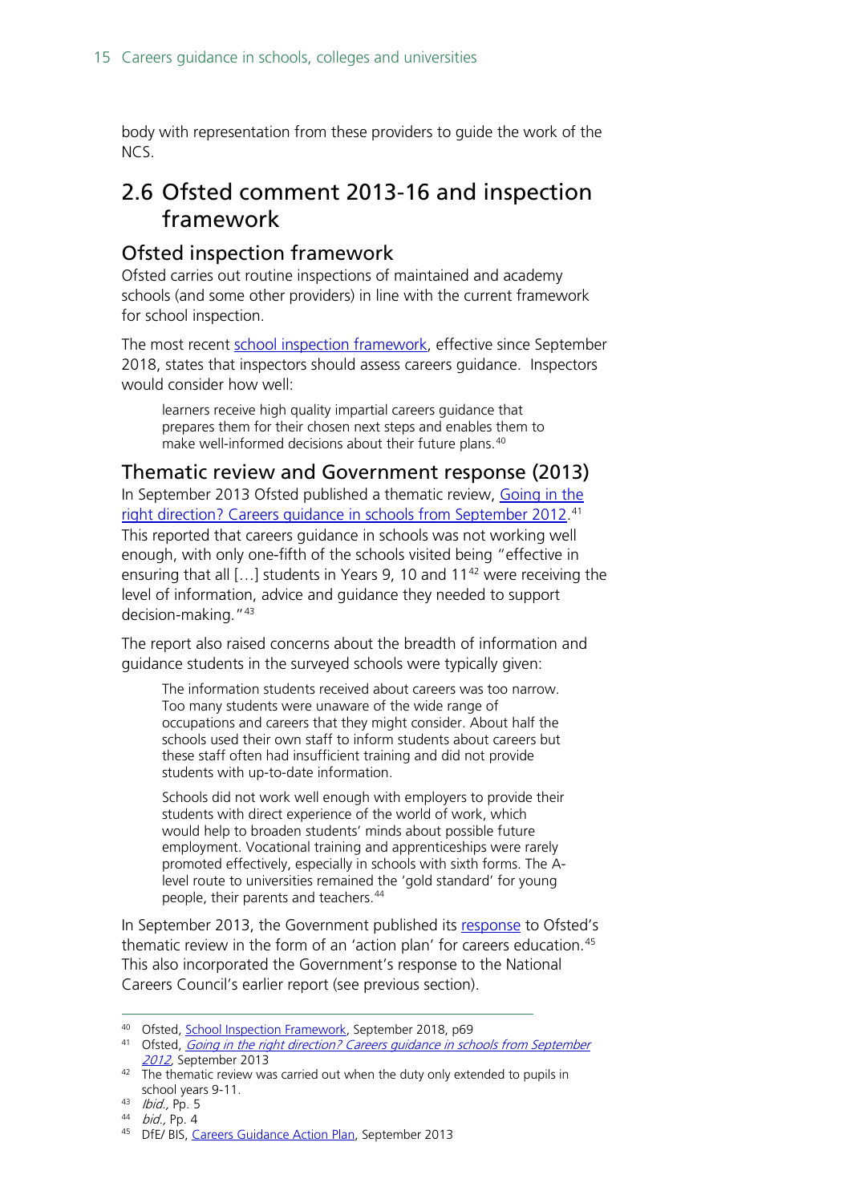body with representation from these providers to guide the work of the NCS.

## 2.6 Ofsted comment 2013-16 and inspection framework

### Ofsted inspection framework

Ofsted carries out routine inspections of maintained and academy schools (and some other providers) in line with the current framework for school inspection.

The most recent school inspection framework, effective since September 2018, states that inspectors should assess careers guidance. Inspectors would consider how well:

> learners receive high quality impartial careers guidance that prepares them for their chosen next steps and enables them to make well-informed decisions about their future plans.[40]

### Thematic review and Government response (2013)

In September 2013 Ofsted published a thematic review, Going in the right direction? Careers guidance in schools from September 2012.[41] This reported that careers guidance in schools was not working well enough, with only one-fifth of the schools visited being "effective in ensuring that all […] students in Years 9, 10 and 11[42] were receiving the level of information, advice and guidance they needed to support decision-making."[43]

The report also raised concerns about the breadth of information and guidance students in the surveyed schools were typically given:

> The information students received about careers was too narrow. Too many students were unaware of the wide range of occupations and careers that they might consider. About half the schools used their own staff to inform students about careers but these staff often had insufficient training and did not provide students with up-to-date information.
>
> Schools did not work well enough with employers to provide their students with direct experience of the world of work, which would help to broaden students' minds about possible future employment. Vocational training and apprenticeships were rarely promoted effectively, especially in schools with sixth forms. The A-level route to universities remained the 'gold standard' for young people, their parents and teachers.[44]

In September 2013, the Government published its response to Ofsted's thematic review in the form of an 'action plan' for careers education.[45] This also incorporated the Government's response to the National Careers Council's earlier report (see previous section).

---

[40] Ofsted, School Inspection Framework, September 2018, p69

[41] Ofsted, *Going in the right direction? Careers guidance in schools from September 2012*, September 2013

[42] The thematic review was carried out when the duty only extended to pupils in school years 9-11.

[43] *Ibid.*, Pp. 5

[44] *bid.*, Pp. 4

[45] DfE/ BIS, Careers Guidance Action Plan, September 2013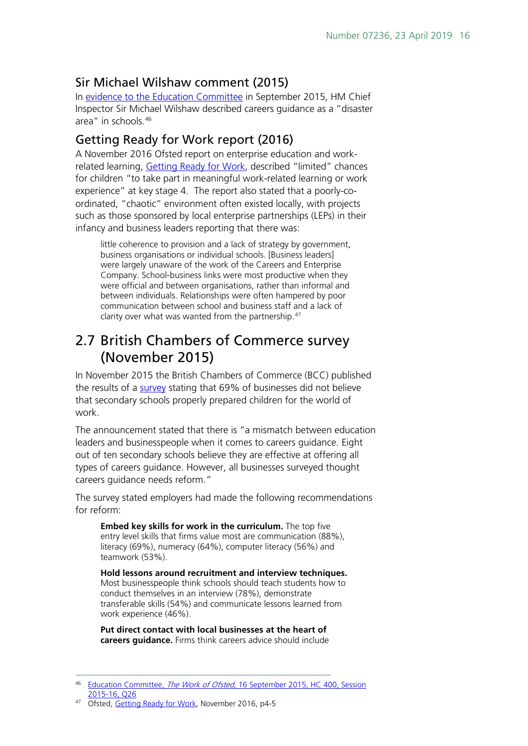### Sir Michael Wilshaw comment (2015)

In evidence to the Education Committee in September 2015, HM Chief Inspector Sir Michael Wilshaw described careers guidance as a "disaster area" in schools.[46]

### Getting Ready for Work report (2016)

A November 2016 Ofsted report on enterprise education and work-related learning, Getting Ready for Work, described "limited" chances for children "to take part in meaningful work-related learning or work experience" at key stage 4. The report also stated that a poorly-co-ordinated, "chaotic" environment often existed locally, with projects such as those sponsored by local enterprise partnerships (LEPs) in their infancy and business leaders reporting that there was:

> little coherence to provision and a lack of strategy by government, business organisations or individual schools. [Business leaders] were largely unaware of the work of the Careers and Enterprise Company. School-business links were most productive when they were official and between organisations, rather than informal and between individuals. Relationships were often hampered by poor communication between school and business staff and a lack of clarity over what was wanted from the partnership.[47]

## 2.7 British Chambers of Commerce survey (November 2015)

In November 2015 the British Chambers of Commerce (BCC) published the results of a survey stating that 69% of businesses did not believe that secondary schools properly prepared children for the world of work.

The announcement stated that there is "a mismatch between education leaders and businesspeople when it comes to careers guidance. Eight out of ten secondary schools believe they are effective at offering all types of careers guidance. However, all businesses surveyed thought careers guidance needs reform."

The survey stated employers had made the following recommendations for reform:

> **Embed key skills for work in the curriculum.** The top five entry level skills that firms value most are communication (88%), literacy (69%), numeracy (64%), computer literacy (56%) and teamwork (53%).
>
> **Hold lessons around recruitment and interview techniques.** Most businesspeople think schools should teach students how to conduct themselves in an interview (78%), demonstrate transferable skills (54%) and communicate lessons learned from work experience (46%).
>
> **Put direct contact with local businesses at the heart of careers guidance.** Firms think careers advice should include

---

[46] Education Committee, *The Work of Ofsted*, 16 September 2015, HC 400, Session 2015-16, Q26

[47] Ofsted, Getting Ready for Work, November 2016, p4-5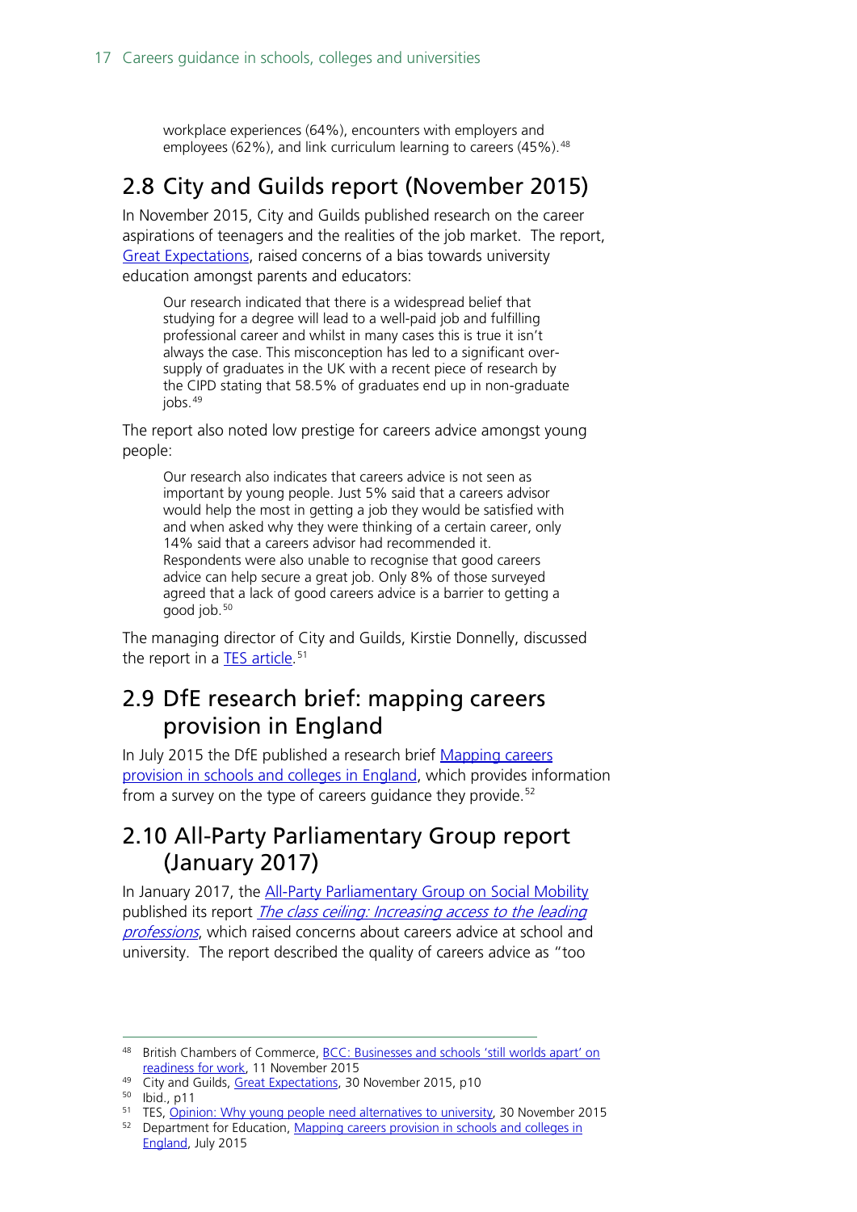workplace experiences (64%), encounters with employers and employees (62%), and link curriculum learning to careers (45%).[48]

## 2.8 City and Guilds report (November 2015)

In November 2015, City and Guilds published research on the career aspirations of teenagers and the realities of the job market. The report, Great Expectations, raised concerns of a bias towards university education amongst parents and educators:

> Our research indicated that there is a widespread belief that studying for a degree will lead to a well-paid job and fulfilling professional career and whilst in many cases this is true it isn't always the case. This misconception has led to a significant over-supply of graduates in the UK with a recent piece of research by the CIPD stating that 58.5% of graduates end up in non-graduate jobs.[49]

The report also noted low prestige for careers advice amongst young people:

> Our research also indicates that careers advice is not seen as important by young people. Just 5% said that a careers advisor would help the most in getting a job they would be satisfied with and when asked why they were thinking of a certain career, only 14% said that a careers advisor had recommended it. Respondents were also unable to recognise that good careers advice can help secure a great job. Only 8% of those surveyed agreed that a lack of good careers advice is a barrier to getting a good job.[50]

The managing director of City and Guilds, Kirstie Donnelly, discussed the report in a TES article.[51]

## 2.9 DfE research brief: mapping careers provision in England

In July 2015 the DfE published a research brief Mapping careers provision in schools and colleges in England, which provides information from a survey on the type of careers guidance they provide.[52]

## 2.10 All-Party Parliamentary Group report (January 2017)

In January 2017, the All-Party Parliamentary Group on Social Mobility published its report *The class ceiling: Increasing access to the leading professions*, which raised concerns about careers advice at school and university. The report described the quality of careers advice as "too

---

[48] British Chambers of Commerce, BCC: Businesses and schools 'still worlds apart' on readiness for work, 11 November 2015

[49] City and Guilds, Great Expectations, 30 November 2015, p10

[50] Ibid., p11

[51] TES, Opinion: Why young people need alternatives to university, 30 November 2015

[52] Department for Education, Mapping careers provision in schools and colleges in England, July 2015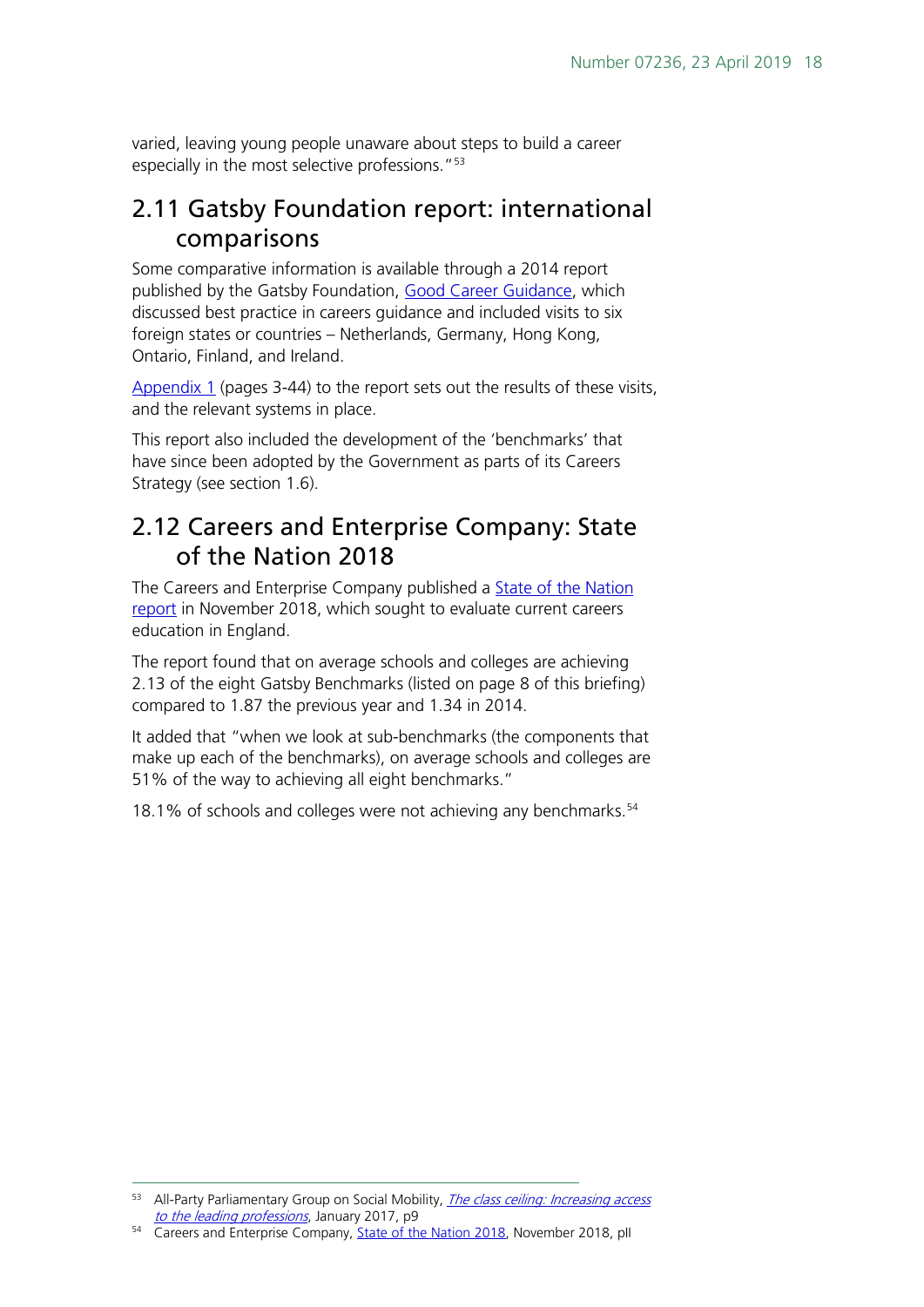varied, leaving young people unaware about steps to build a career especially in the most selective professions."[53]

## 2.11 Gatsby Foundation report: international comparisons

Some comparative information is available through a 2014 report published by the Gatsby Foundation, Good Career Guidance, which discussed best practice in careers guidance and included visits to six foreign states or countries – Netherlands, Germany, Hong Kong, Ontario, Finland, and Ireland.

Appendix 1 (pages 3-44) to the report sets out the results of these visits, and the relevant systems in place.

This report also included the development of the 'benchmarks' that have since been adopted by the Government as parts of its Careers Strategy (see section 1.6).

## 2.12 Careers and Enterprise Company: State of the Nation 2018

The Careers and Enterprise Company published a State of the Nation report in November 2018, which sought to evaluate current careers education in England.

The report found that on average schools and colleges are achieving 2.13 of the eight Gatsby Benchmarks (listed on page 8 of this briefing) compared to 1.87 the previous year and 1.34 in 2014.

It added that "when we look at sub-benchmarks (the components that make up each of the benchmarks), on average schools and colleges are 51% of the way to achieving all eight benchmarks."

18.1% of schools and colleges were not achieving any benchmarks.[54]

---

[53] All-Party Parliamentary Group on Social Mobility, *The class ceiling: Increasing access to the leading professions*, January 2017, p9

[54] Careers and Enterprise Company, State of the Nation 2018, November 2018, pII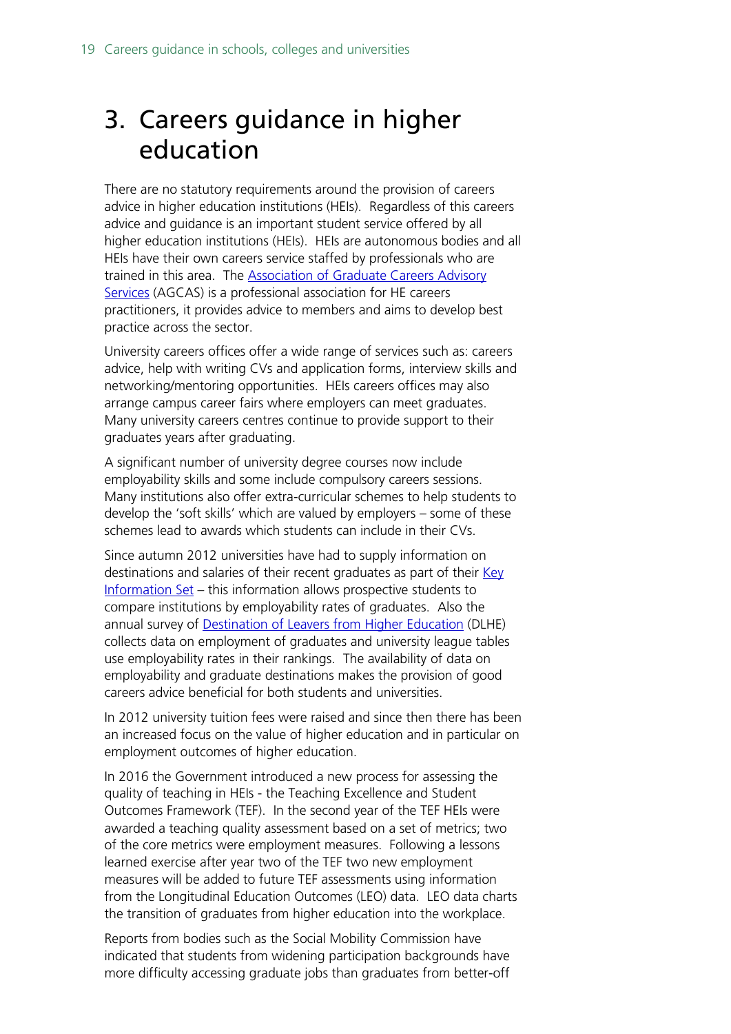# 3. Careers guidance in higher education

There are no statutory requirements around the provision of careers advice in higher education institutions (HEIs). Regardless of this careers advice and guidance is an important student service offered by all higher education institutions (HEIs). HEIs are autonomous bodies and all HEIs have their own careers service staffed by professionals who are trained in this area. The Association of Graduate Careers Advisory Services (AGCAS) is a professional association for HE careers practitioners, it provides advice to members and aims to develop best practice across the sector.

University careers offices offer a wide range of services such as: careers advice, help with writing CVs and application forms, interview skills and networking/mentoring opportunities. HEIs careers offices may also arrange campus career fairs where employers can meet graduates. Many university careers centres continue to provide support to their graduates years after graduating.

A significant number of university degree courses now include employability skills and some include compulsory careers sessions. Many institutions also offer extra-curricular schemes to help students to develop the 'soft skills' which are valued by employers – some of these schemes lead to awards which students can include in their CVs.

Since autumn 2012 universities have had to supply information on destinations and salaries of their recent graduates as part of their Key Information Set – this information allows prospective students to compare institutions by employability rates of graduates. Also the annual survey of Destination of Leavers from Higher Education (DLHE) collects data on employment of graduates and university league tables use employability rates in their rankings. The availability of data on employability and graduate destinations makes the provision of good careers advice beneficial for both students and universities.

In 2012 university tuition fees were raised and since then there has been an increased focus on the value of higher education and in particular on employment outcomes of higher education.

In 2016 the Government introduced a new process for assessing the quality of teaching in HEIs - the Teaching Excellence and Student Outcomes Framework (TEF). In the second year of the TEF HEIs were awarded a teaching quality assessment based on a set of metrics; two of the core metrics were employment measures. Following a lessons learned exercise after year two of the TEF two new employment measures will be added to future TEF assessments using information from the Longitudinal Education Outcomes (LEO) data. LEO data charts the transition of graduates from higher education into the workplace.

Reports from bodies such as the Social Mobility Commission have indicated that students from widening participation backgrounds have more difficulty accessing graduate jobs than graduates from better-off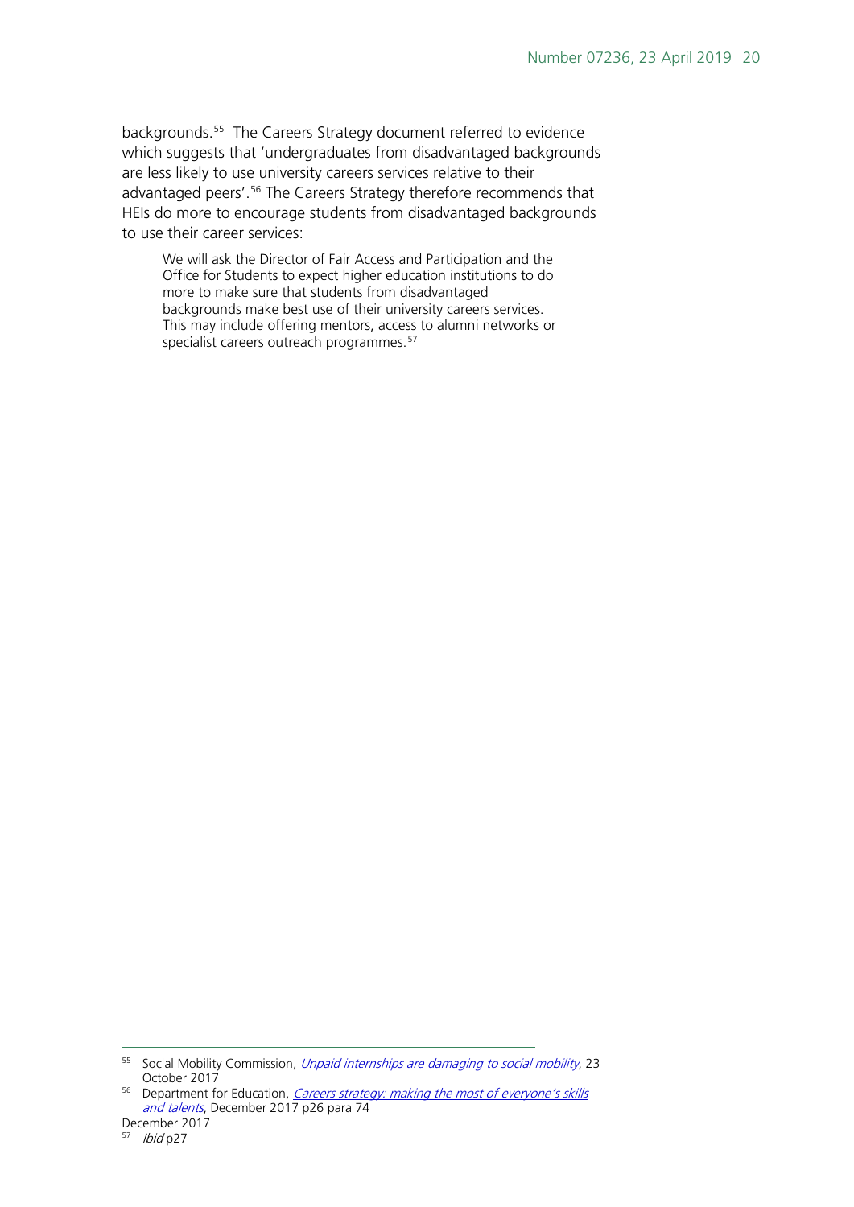backgrounds.[55] The Careers Strategy document referred to evidence which suggests that 'undergraduates from disadvantaged backgrounds are less likely to use university careers services relative to their advantaged peers'.[56] The Careers Strategy therefore recommends that HEIs do more to encourage students from disadvantaged backgrounds to use their career services:

> We will ask the Director of Fair Access and Participation and the Office for Students to expect higher education institutions to do more to make sure that students from disadvantaged backgrounds make best use of their university careers services. This may include offering mentors, access to alumni networks or specialist careers outreach programmes.[57]

---

[55] Social Mobility Commission, *Unpaid internships are damaging to social mobility*, 23 October 2017

[56] Department for Education, *Careers strategy: making the most of everyone's skills and talents*, December 2017 p26 para 74

December 2017

[57] *Ibid* p27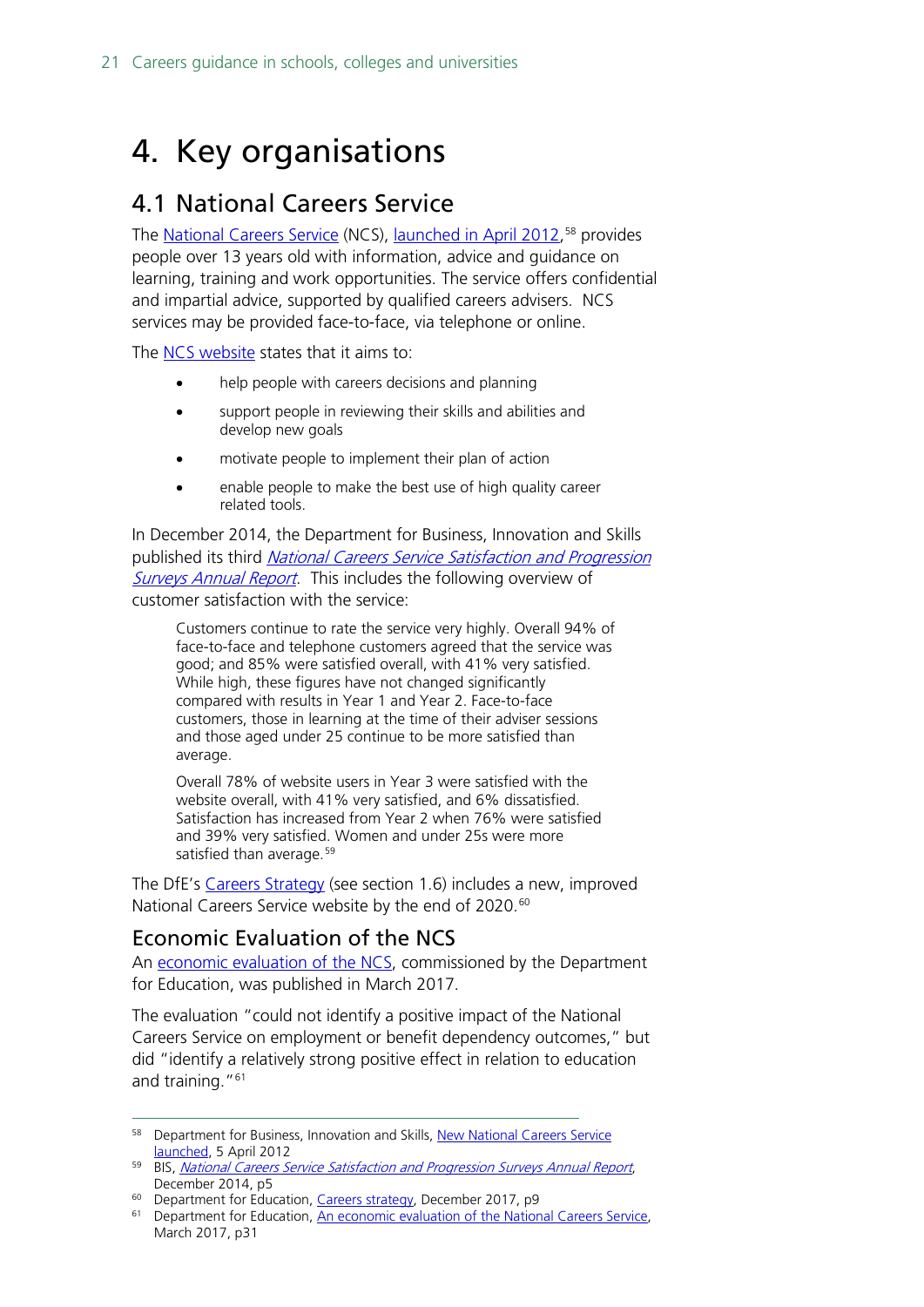# 4. Key organisations

## 4.1 National Careers Service

The National Careers Service (NCS), launched in April 2012,[58] provides people over 13 years old with information, advice and guidance on learning, training and work opportunities. The service offers confidential and impartial advice, supported by qualified careers advisers. NCS services may be provided face-to-face, via telephone or online.

The NCS website states that it aims to:

- help people with careers decisions and planning
- support people in reviewing their skills and abilities and develop new goals
- motivate people to implement their plan of action
- enable people to make the best use of high quality career related tools.

In December 2014, the Department for Business, Innovation and Skills published its third *National Careers Service Satisfaction and Progression Surveys Annual Report*. This includes the following overview of customer satisfaction with the service:

> Customers continue to rate the service very highly. Overall 94% of face-to-face and telephone customers agreed that the service was good; and 85% were satisfied overall, with 41% very satisfied. While high, these figures have not changed significantly compared with results in Year 1 and Year 2. Face-to-face customers, those in learning at the time of their adviser sessions and those aged under 25 continue to be more satisfied than average.
>
> Overall 78% of website users in Year 3 were satisfied with the website overall, with 41% very satisfied, and 6% dissatisfied. Satisfaction has increased from Year 2 when 76% were satisfied and 39% very satisfied. Women and under 25s were more satisfied than average.[59]

The DfE's Careers Strategy (see section 1.6) includes a new, improved National Careers Service website by the end of 2020.[60]

### Economic Evaluation of the NCS

An economic evaluation of the NCS, commissioned by the Department for Education, was published in March 2017.

The evaluation "could not identify a positive impact of the National Careers Service on employment or benefit dependency outcomes," but did "identify a relatively strong positive effect in relation to education and training."[61]

---

[58] Department for Business, Innovation and Skills, New National Careers Service launched, 5 April 2012

[59] BIS, *National Careers Service Satisfaction and Progression Surveys Annual Report*, December 2014, p5

[60] Department for Education, Careers strategy, December 2017, p9

[61] Department for Education, An economic evaluation of the National Careers Service, March 2017, p31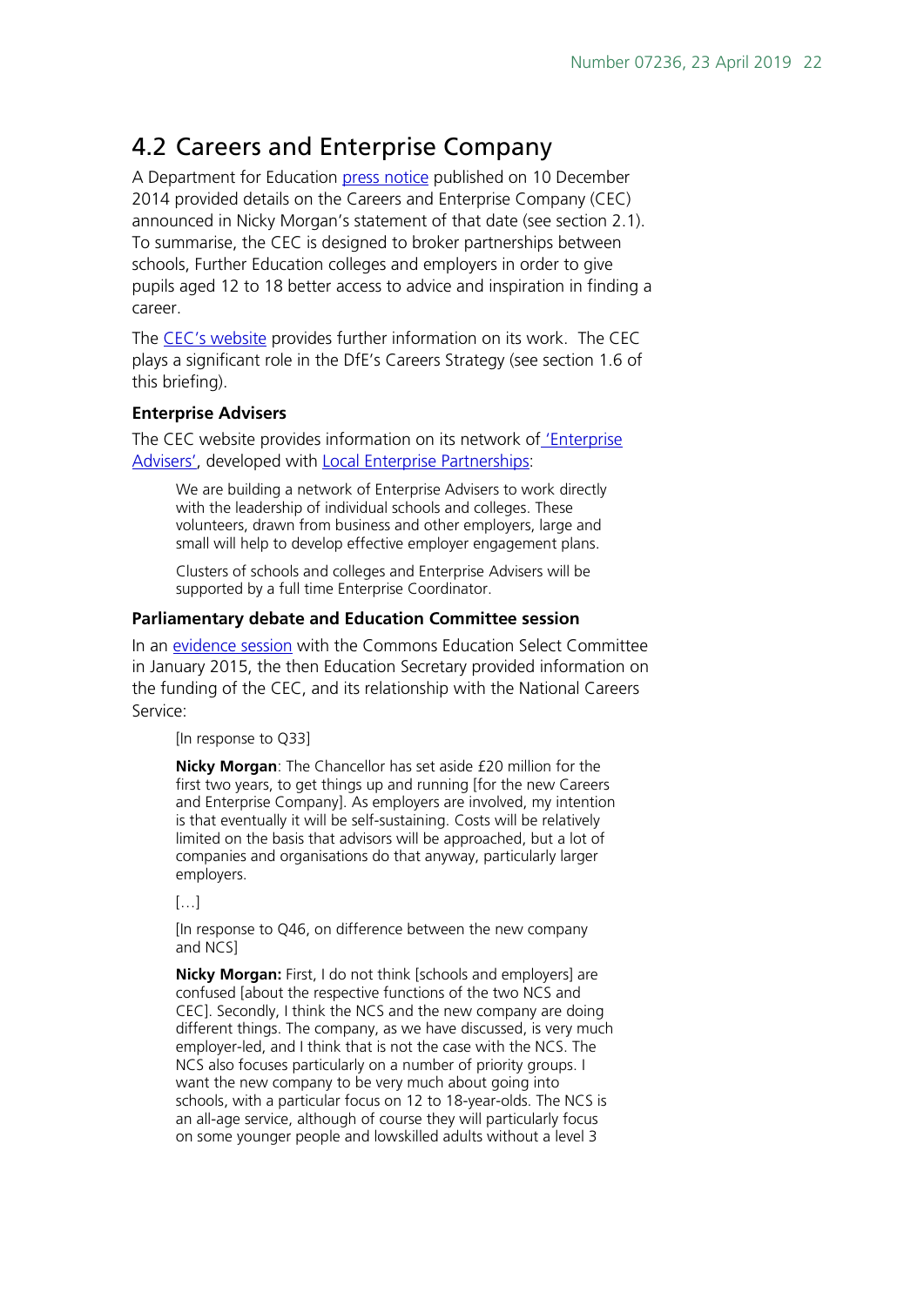## 4.2 Careers and Enterprise Company

A Department for Education press notice published on 10 December 2014 provided details on the Careers and Enterprise Company (CEC) announced in Nicky Morgan's statement of that date (see section 2.1). To summarise, the CEC is designed to broker partnerships between schools, Further Education colleges and employers in order to give pupils aged 12 to 18 better access to advice and inspiration in finding a career.

The CEC's website provides further information on its work. The CEC plays a significant role in the DfE's Careers Strategy (see section 1.6 of this briefing).

### Enterprise Advisers

The CEC website provides information on its network of 'Enterprise Advisers', developed with Local Enterprise Partnerships:

> We are building a network of Enterprise Advisers to work directly with the leadership of individual schools and colleges. These volunteers, drawn from business and other employers, large and small will help to develop effective employer engagement plans.
>
> Clusters of schools and colleges and Enterprise Advisers will be supported by a full time Enterprise Coordinator.

### Parliamentary debate and Education Committee session

In an evidence session with the Commons Education Select Committee in January 2015, the then Education Secretary provided information on the funding of the CEC, and its relationship with the National Careers Service:

> [In response to Q33]
>
> **Nicky Morgan**: The Chancellor has set aside £20 million for the first two years, to get things up and running [for the new Careers and Enterprise Company]. As employers are involved, my intention is that eventually it will be self-sustaining. Costs will be relatively limited on the basis that advisors will be approached, but a lot of companies and organisations do that anyway, particularly larger employers.
>
> […]
>
> [In response to Q46, on difference between the new company and NCS]
>
> **Nicky Morgan:** First, I do not think [schools and employers] are confused [about the respective functions of the two NCS and CEC]. Secondly, I think the NCS and the new company are doing different things. The company, as we have discussed, is very much employer-led, and I think that is not the case with the NCS. The NCS also focuses particularly on a number of priority groups. I want the new company to be very much about going into schools, with a particular focus on 12 to 18-year-olds. The NCS is an all-age service, although of course they will particularly focus on some younger people and lowskilled adults without a level 3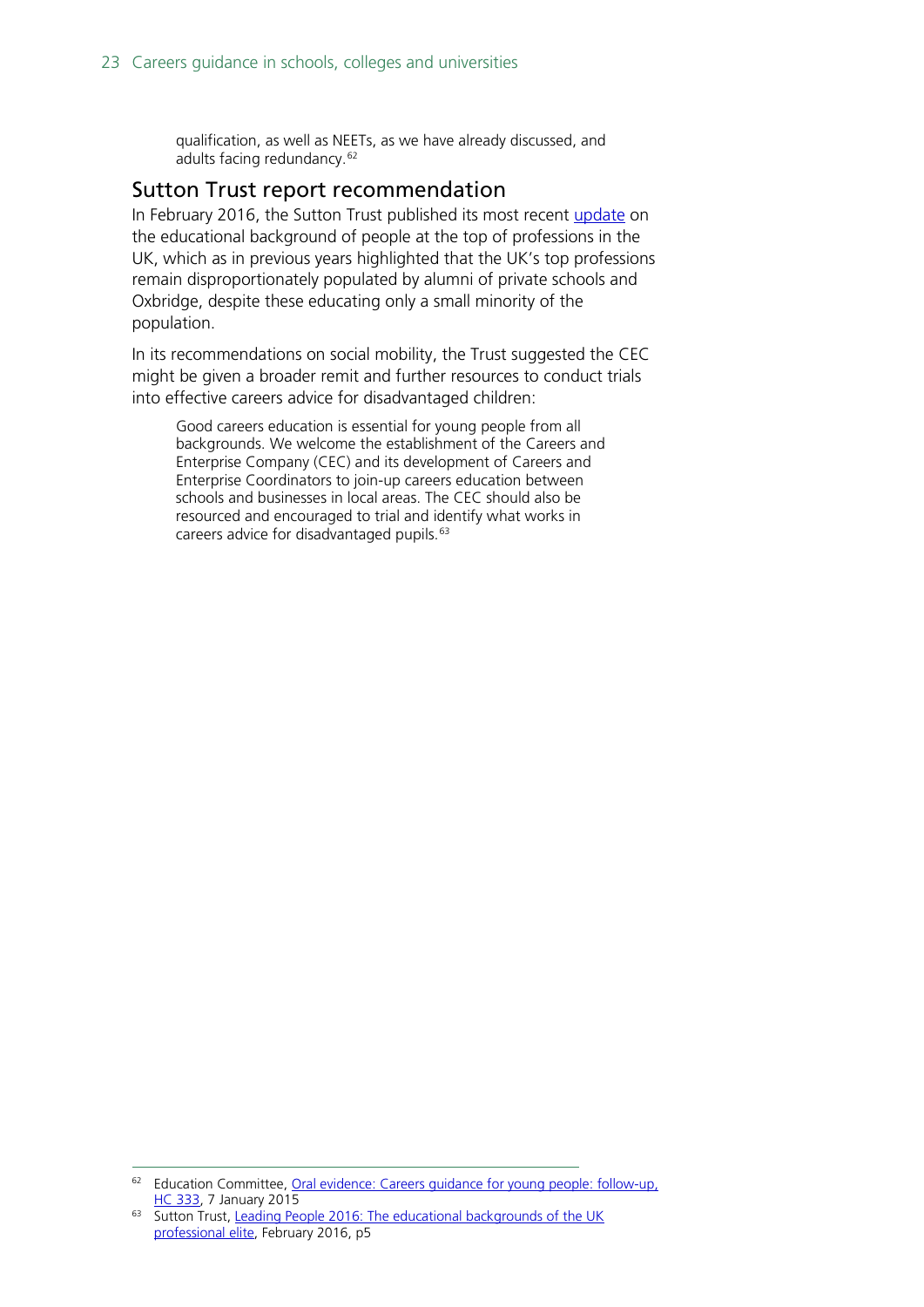> qualification, as well as NEETs, as we have already discussed, and adults facing redundancy.[62]

## Sutton Trust report recommendation

In February 2016, the Sutton Trust published its most recent update on the educational background of people at the top of professions in the UK, which as in previous years highlighted that the UK's top professions remain disproportionately populated by alumni of private schools and Oxbridge, despite these educating only a small minority of the population.

In its recommendations on social mobility, the Trust suggested the CEC might be given a broader remit and further resources to conduct trials into effective careers advice for disadvantaged children:

> Good careers education is essential for young people from all backgrounds. We welcome the establishment of the Careers and Enterprise Company (CEC) and its development of Careers and Enterprise Coordinators to join-up careers education between schools and businesses in local areas. The CEC should also be resourced and encouraged to trial and identify what works in careers advice for disadvantaged pupils.[63]

---

[62] Education Committee, Oral evidence: Careers guidance for young people: follow-up, HC 333, 7 January 2015

[63] Sutton Trust, Leading People 2016: The educational backgrounds of the UK professional elite, February 2016, p5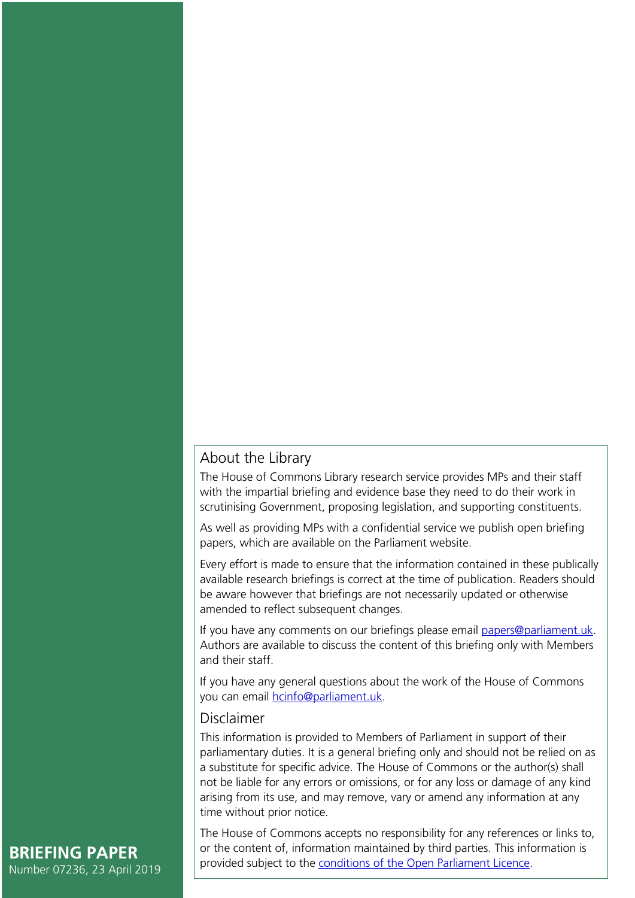## About the Library

The House of Commons Library research service provides MPs and their staff with the impartial briefing and evidence base they need to do their work in scrutinising Government, proposing legislation, and supporting constituents.

As well as providing MPs with a confidential service we publish open briefing papers, which are available on the Parliament website.

Every effort is made to ensure that the information contained in these publically available research briefings is correct at the time of publication. Readers should be aware however that briefings are not necessarily updated or otherwise amended to reflect subsequent changes.

If you have any comments on our briefings please email papers@parliament.uk. Authors are available to discuss the content of this briefing only with Members and their staff.

If you have any general questions about the work of the House of Commons you can email hcinfo@parliament.uk.

## Disclaimer

This information is provided to Members of Parliament in support of their parliamentary duties. It is a general briefing only and should not be relied on as a substitute for specific advice. The House of Commons or the author(s) shall not be liable for any errors or omissions, or for any loss or damage of any kind arising from its use, and may remove, vary or amend any information at any time without prior notice.

The House of Commons accepts no responsibility for any references or links to, or the content of, information maintained by third parties. This information is provided subject to the conditions of the Open Parliament Licence.

**BRIEFING PAPER**

Number 07236, 23 April 2019